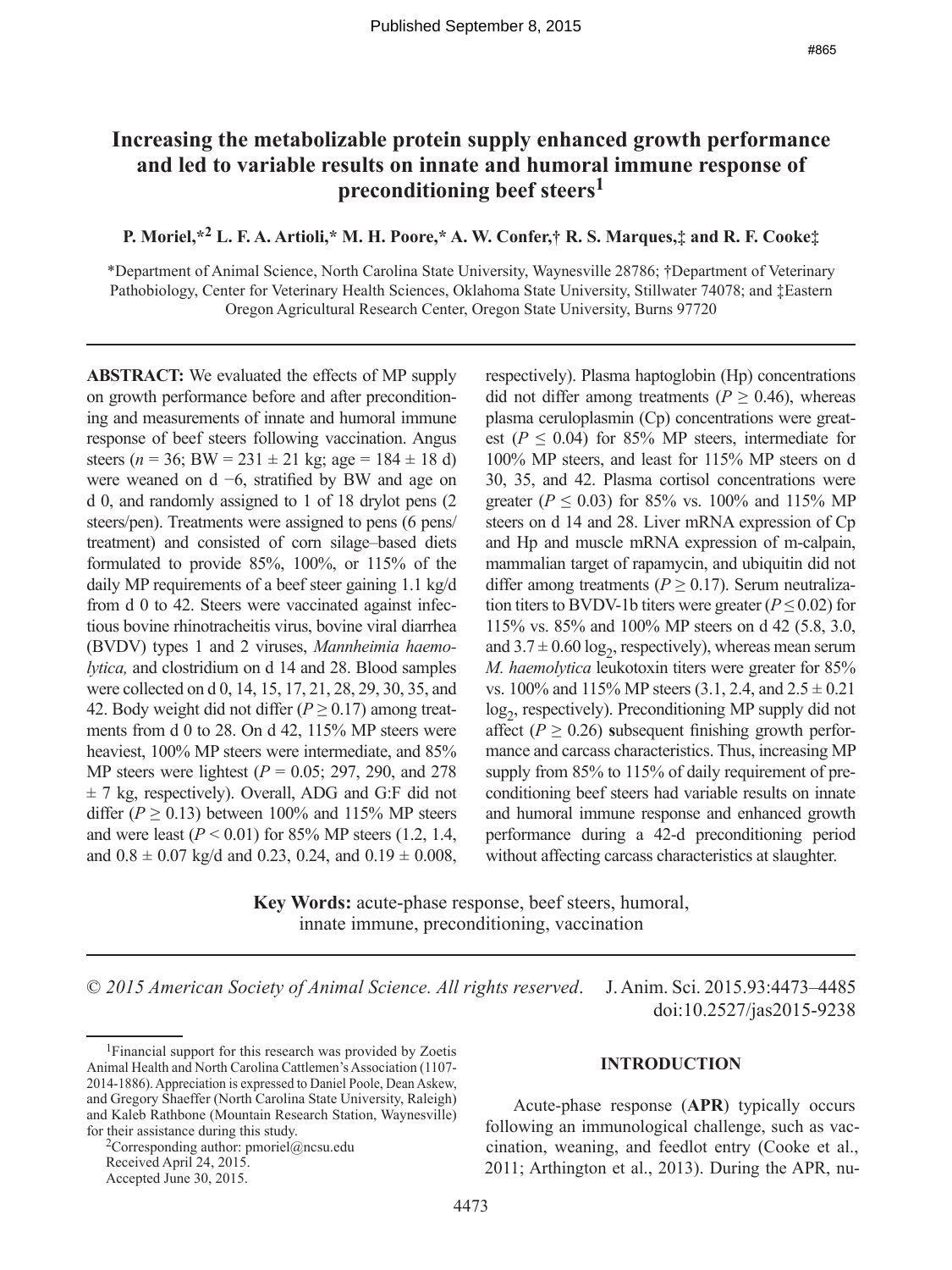# Increasing the metabolizable protein supply enhanced growth performance and led to variable results on innate and humoral immune response of preconditioning beef steers[1]

**P. Moriel,*[2] L. F. A. Artioli,* M. H. Poore,* A. W. Confer,† R. S. Marques,‡ and R. F. Cooke‡**

*Department of Animal Science, North Carolina State University, Waynesville 28786; †Department of Veterinary Pathobiology, Center for Veterinary Health Sciences, Oklahoma State University, Stillwater 74078; and ‡Eastern Oregon Agricultural Research Center, Oregon State University, Burns 97720

**ABSTRACT:** We evaluated the effects of MP supply on growth performance before and after preconditioning and measurements of innate and humoral immune response of beef steers following vaccination. Angus steers ($n = 36$; BW = 231 ± 21 kg; age = 184 ± 18 d) were weaned on d −6, stratified by BW and age on d 0, and randomly assigned to 1 of 18 drylot pens (2 steers/pen). Treatments were assigned to pens (6 pens/treatment) and consisted of corn silage–based diets formulated to provide 85%, 100%, or 115% of the daily MP requirements of a beef steer gaining 1.1 kg/d from d 0 to 42. Steers were vaccinated against infectious bovine rhinotracheitis virus, bovine viral diarrhea (BVDV) types 1 and 2 viruses, *Mannheimia haemolytica,* and clostridium on d 14 and 28. Blood samples were collected on d 0, 14, 15, 17, 21, 28, 29, 30, 35, and 42. Body weight did not differ ($P \geq 0.17$) among treatments from d 0 to 28. On d 42, 115% MP steers were heaviest, 100% MP steers were intermediate, and 85% MP steers were lightest ($P = 0.05$; 297, 290, and 278 ± 7 kg, respectively). Overall, ADG and G:F did not differ ($P \geq 0.13$) between 100% and 115% MP steers and were least ($P < 0.01$) for 85% MP steers (1.2, 1.4, and 0.8 ± 0.07 kg/d and 0.23, 0.24, and 0.19 ± 0.008, respectively). Plasma haptoglobin (Hp) concentrations did not differ among treatments ($P \geq 0.46$), whereas plasma ceruloplasmin (Cp) concentrations were greatest ($P \leq 0.04$) for 85% MP steers, intermediate for 100% MP steers, and least for 115% MP steers on d 30, 35, and 42. Plasma cortisol concentrations were greater ($P \leq 0.03$) for 85% vs. 100% and 115% MP steers on d 14 and 28. Liver mRNA expression of Cp and Hp and muscle mRNA expression of m-calpain, mammalian target of rapamycin, and ubiquitin did not differ among treatments ($P \geq 0.17$). Serum neutralization titers to BVDV-1b titers were greater ($P \leq 0.02$) for 115% vs. 85% and 100% MP steers on d 42 (5.8, 3.0, and 3.7 ± 0.60 $\log_2$, respectively), whereas mean serum *M. haemolytica* leukotoxin titers were greater for 85% vs. 100% and 115% MP steers (3.1, 2.4, and 2.5 ± 0.21 $\log_2$, respectively). Preconditioning MP supply did not affect ($P \geq 0.26$) **s**ubsequent finishing growth performance and carcass characteristics. Thus, increasing MP supply from 85% to 115% of daily requirement of preconditioning beef steers had variable results on innate and humoral immune response and enhanced growth performance during a 42-d preconditioning period without affecting carcass characteristics at slaughter.

**Key Words:** acute-phase response, beef steers, humoral, innate immune, preconditioning, vaccination

© *2015 American Society of Animal Science. All rights reserved.* J. Anim. Sci. 2015.93:4473–4485 doi:10.2527/jas2015-9238

[1]Financial support for this research was provided by Zoetis Animal Health and North Carolina Cattlemen's Association (1107-2014-1886). Appreciation is expressed to Daniel Poole, Dean Askew, and Gregory Shaeffer (North Carolina State University, Raleigh) and Kaleb Rathbone (Mountain Research Station, Waynesville) for their assistance during this study.

[2]Corresponding author: pmoriel@ncsu.edu

Received April 24, 2015.

Accepted June 30, 2015.

## INTRODUCTION

Acute-phase response (**APR**) typically occurs following an immunological challenge, such as vaccination, weaning, and feedlot entry (Cooke et al., 2011; Arthington et al., 2013). During the APR, nu-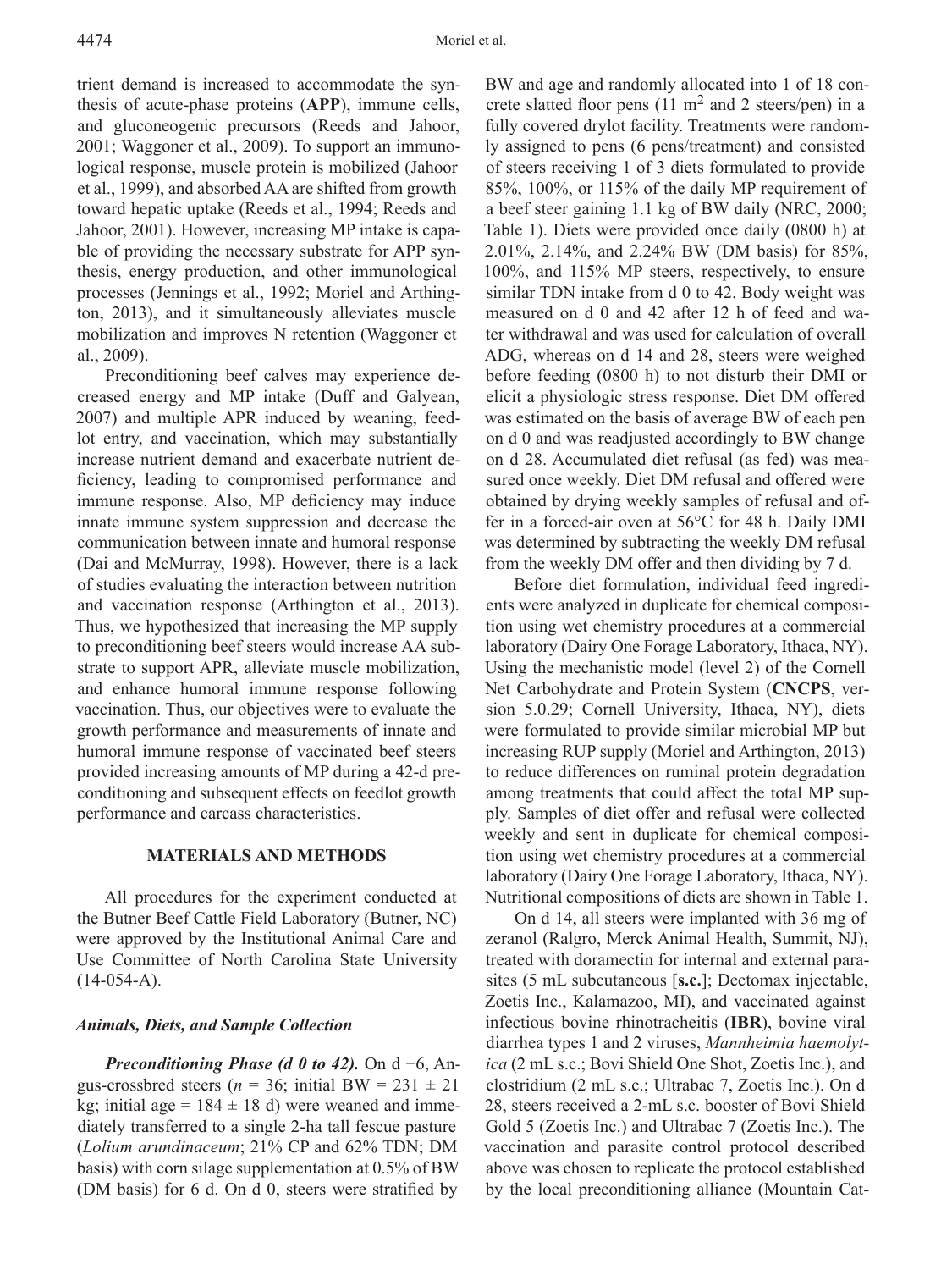trient demand is increased to accommodate the synthesis of acute-phase proteins (**APP**), immune cells, and gluconeogenic precursors (Reeds and Jahoor, 2001; Waggoner et al., 2009). To support an immunological response, muscle protein is mobilized (Jahoor et al., 1999), and absorbed AA are shifted from growth toward hepatic uptake (Reeds et al., 1994; Reeds and Jahoor, 2001). However, increasing MP intake is capable of providing the necessary substrate for APP synthesis, energy production, and other immunological processes (Jennings et al., 1992; Moriel and Arthington, 2013), and it simultaneously alleviates muscle mobilization and improves N retention (Waggoner et al., 2009).

Preconditioning beef calves may experience decreased energy and MP intake (Duff and Galyean, 2007) and multiple APR induced by weaning, feedlot entry, and vaccination, which may substantially increase nutrient demand and exacerbate nutrient deficiency, leading to compromised performance and immune response. Also, MP deficiency may induce innate immune system suppression and decrease the communication between innate and humoral response (Dai and McMurray, 1998). However, there is a lack of studies evaluating the interaction between nutrition and vaccination response (Arthington et al., 2013). Thus, we hypothesized that increasing the MP supply to preconditioning beef steers would increase AA substrate to support APR, alleviate muscle mobilization, and enhance humoral immune response following vaccination. Thus, our objectives were to evaluate the growth performance and measurements of innate and humoral immune response of vaccinated beef steers provided increasing amounts of MP during a 42-d preconditioning and subsequent effects on feedlot growth performance and carcass characteristics.

## MATERIALS AND METHODS

All procedures for the experiment conducted at the Butner Beef Cattle Field Laboratory (Butner, NC) were approved by the Institutional Animal Care and Use Committee of North Carolina State University (14-054-A).

### *Animals, Diets, and Sample Collection*

***Preconditioning Phase (d 0 to 42).*** On d −6, Angus-crossbred steers ($n = 36$; initial BW = 231 ± 21 kg; initial age = 184 ± 18 d) were weaned and immediately transferred to a single 2-ha tall fescue pasture (*Lolium arundinaceum*; 21% CP and 62% TDN; DM basis) with corn silage supplementation at 0.5% of BW (DM basis) for 6 d. On d 0, steers were stratified by BW and age and randomly allocated into 1 of 18 concrete slatted floor pens (11 $m^2$ and 2 steers/pen) in a fully covered drylot facility. Treatments were randomly assigned to pens (6 pens/treatment) and consisted of steers receiving 1 of 3 diets formulated to provide 85%, 100%, or 115% of the daily MP requirement of a beef steer gaining 1.1 kg of BW daily (NRC, 2000; Table 1). Diets were provided once daily (0800 h) at 2.01%, 2.14%, and 2.24% BW (DM basis) for 85%, 100%, and 115% MP steers, respectively, to ensure similar TDN intake from d 0 to 42. Body weight was measured on d 0 and 42 after 12 h of feed and water withdrawal and was used for calculation of overall ADG, whereas on d 14 and 28, steers were weighed before feeding (0800 h) to not disturb their DMI or elicit a physiologic stress response. Diet DM offered was estimated on the basis of average BW of each pen on d 0 and was readjusted accordingly to BW change on d 28. Accumulated diet refusal (as fed) was measured once weekly. Diet DM refusal and offered were obtained by drying weekly samples of refusal and offer in a forced-air oven at 56°C for 48 h. Daily DMI was determined by subtracting the weekly DM refusal from the weekly DM offer and then dividing by 7 d.

Before diet formulation, individual feed ingredients were analyzed in duplicate for chemical composition using wet chemistry procedures at a commercial laboratory (Dairy One Forage Laboratory, Ithaca, NY). Using the mechanistic model (level 2) of the Cornell Net Carbohydrate and Protein System (**CNCPS**, version 5.0.29; Cornell University, Ithaca, NY), diets were formulated to provide similar microbial MP but increasing RUP supply (Moriel and Arthington, 2013) to reduce differences on ruminal protein degradation among treatments that could affect the total MP supply. Samples of diet offer and refusal were collected weekly and sent in duplicate for chemical composition using wet chemistry procedures at a commercial laboratory (Dairy One Forage Laboratory, Ithaca, NY). Nutritional compositions of diets are shown in Table 1.

On d 14, all steers were implanted with 36 mg of zeranol (Ralgro, Merck Animal Health, Summit, NJ), treated with doramectin for internal and external parasites (5 mL subcutaneous [**s.c.**]; Dectomax injectable, Zoetis Inc., Kalamazoo, MI), and vaccinated against infectious bovine rhinotracheitis (**IBR**), bovine viral diarrhea types 1 and 2 viruses, *Mannheimia haemolytica* (2 mL s.c.; Bovi Shield One Shot, Zoetis Inc.), and clostridium (2 mL s.c.; Ultrabac 7, Zoetis Inc.). On d 28, steers received a 2-mL s.c. booster of Bovi Shield Gold 5 (Zoetis Inc.) and Ultrabac 7 (Zoetis Inc.). The vaccination and parasite control protocol described above was chosen to replicate the protocol established by the local preconditioning alliance (Mountain Cat-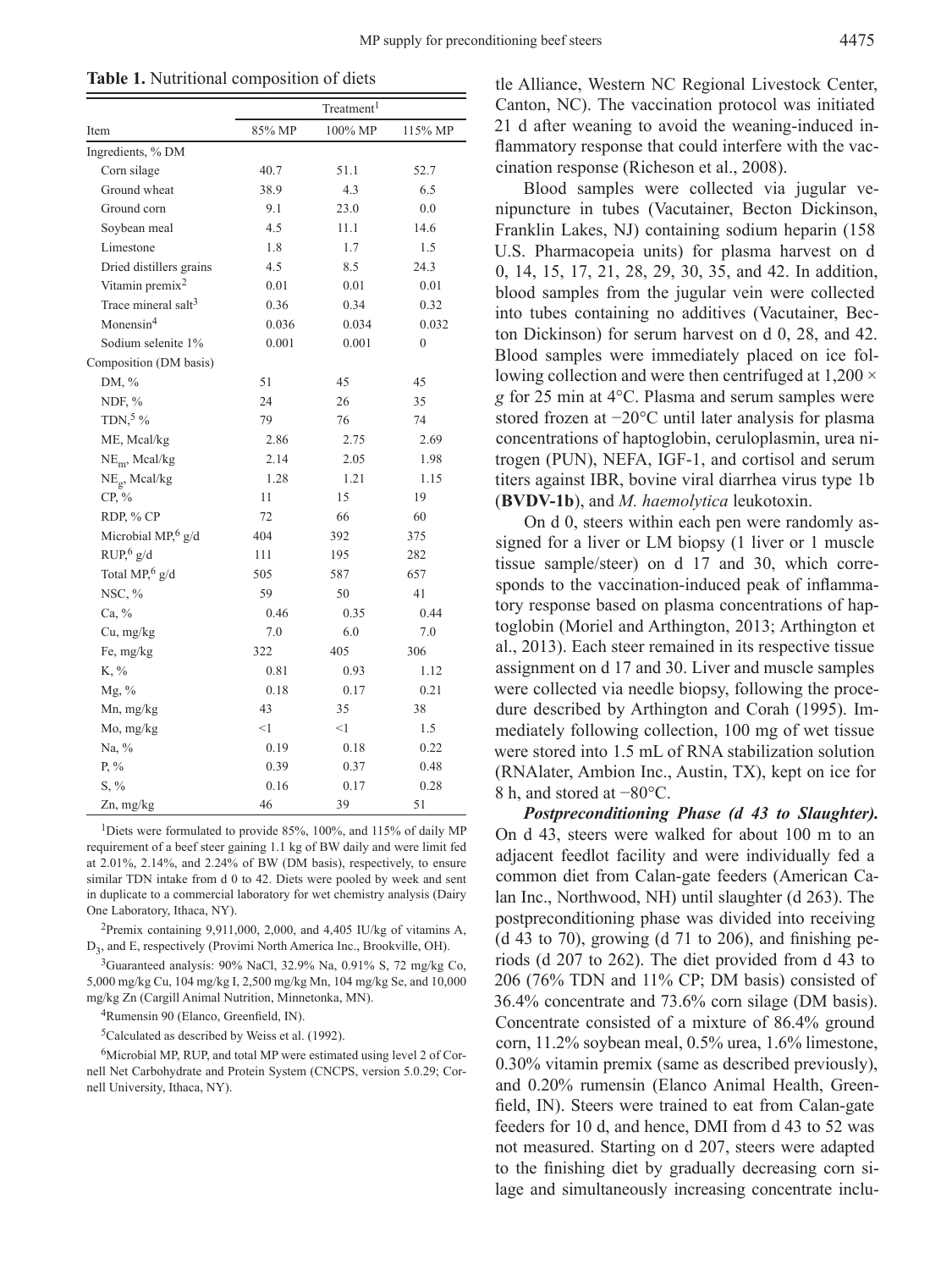**Table 1.** Nutritional composition of diets

| Item | Treatment[1] | | |
|---|---|---|---|
| | 85% MP | 100% MP | 115% MP |
| Ingredients, % DM | | | |
| Corn silage | 40.7 | 51.1 | 52.7 |
| Ground wheat | 38.9 | 4.3 | 6.5 |
| Ground corn | 9.1 | 23.0 | 0.0 |
| Soybean meal | 4.5 | 11.1 | 14.6 |
| Limestone | 1.8 | 1.7 | 1.5 |
| Dried distillers grains | 4.5 | 8.5 | 24.3 |
| Vitamin premix[2] | 0.01 | 0.01 | 0.01 |
| Trace mineral salt[3] | 0.36 | 0.34 | 0.32 |
| Monensin[4] | 0.036 | 0.034 | 0.032 |
| Sodium selenite 1% | 0.001 | 0.001 | 0 |
| Composition (DM basis) | | | |
| DM, % | 51 | 45 | 45 |
| NDF, % | 24 | 26 | 35 |
| TDN,[5] % | 79 | 76 | 74 |
| ME, Mcal/kg | 2.86 | 2.75 | 2.69 |
| $NE_m$, Mcal/kg | 2.14 | 2.05 | 1.98 |
| $NE_g$, Mcal/kg | 1.28 | 1.21 | 1.15 |
| CP, % | 11 | 15 | 19 |
| RDP, % CP | 72 | 66 | 60 |
| Microbial MP,[6] g/d | 404 | 392 | 375 |
| RUP,[6] g/d | 111 | 195 | 282 |
| Total MP,[6] g/d | 505 | 587 | 657 |
| NSC, % | 59 | 50 | 41 |
| Ca, % | 0.46 | 0.35 | 0.44 |
| Cu, mg/kg | 7.0 | 6.0 | 7.0 |
| Fe, mg/kg | 322 | 405 | 306 |
| K, % | 0.81 | 0.93 | 1.12 |
| Mg, % | 0.18 | 0.17 | 0.21 |
| Mn, mg/kg | 43 | 35 | 38 |
| Mo, mg/kg | <1 | <1 | 1.5 |
| Na, % | 0.19 | 0.18 | 0.22 |
| P, % | 0.39 | 0.37 | 0.48 |
| S, % | 0.16 | 0.17 | 0.28 |
| Zn, mg/kg | 46 | 39 | 51 |

[1]Diets were formulated to provide 85%, 100%, and 115% of daily MP requirement of a beef steer gaining 1.1 kg of BW daily and were limit fed at 2.01%, 2.14%, and 2.24% of BW (DM basis), respectively, to ensure similar TDN intake from d 0 to 42. Diets were pooled by week and sent in duplicate to a commercial laboratory for wet chemistry analysis (Dairy One Laboratory, Ithaca, NY).

[2]Premix containing 9,911,000, 2,000, and 4,405 IU/kg of vitamins A, $D_3$, and E, respectively (Provimi North America Inc., Brookville, OH).

[3]Guaranteed analysis: 90% NaCl, 32.9% Na, 0.91% S, 72 mg/kg Co, 5,000 mg/kg Cu, 104 mg/kg I, 2,500 mg/kg Mn, 104 mg/kg Se, and 10,000 mg/kg Zn (Cargill Animal Nutrition, Minnetonka, MN).

[4]Rumensin 90 (Elanco, Greenfield, IN).

[5]Calculated as described by Weiss et al. (1992).

[6]Microbial MP, RUP, and total MP were estimated using level 2 of Cornell Net Carbohydrate and Protein System (CNCPS, version 5.0.29; Cornell University, Ithaca, NY).

tle Alliance, Western NC Regional Livestock Center, Canton, NC). The vaccination protocol was initiated 21 d after weaning to avoid the weaning-induced inflammatory response that could interfere with the vaccination response (Richeson et al., 2008).

Blood samples were collected via jugular venipuncture in tubes (Vacutainer, Becton Dickinson, Franklin Lakes, NJ) containing sodium heparin (158 U.S. Pharmacopeia units) for plasma harvest on d 0, 14, 15, 17, 21, 28, 29, 30, 35, and 42. In addition, blood samples from the jugular vein were collected into tubes containing no additives (Vacutainer, Becton Dickinson) for serum harvest on d 0, 28, and 42. Blood samples were immediately placed on ice following collection and were then centrifuged at 1,200 × *g* for 25 min at 4°C. Plasma and serum samples were stored frozen at −20°C until later analysis for plasma concentrations of haptoglobin, ceruloplasmin, urea nitrogen (PUN), NEFA, IGF-1, and cortisol and serum titers against IBR, bovine viral diarrhea virus type 1b (**BVDV-1b**), and *M. haemolytica* leukotoxin.

On d 0, steers within each pen were randomly assigned for a liver or LM biopsy (1 liver or 1 muscle tissue sample/steer) on d 17 and 30, which corresponds to the vaccination-induced peak of inflammatory response based on plasma concentrations of haptoglobin (Moriel and Arthington, 2013; Arthington et al., 2013). Each steer remained in its respective tissue assignment on d 17 and 30. Liver and muscle samples were collected via needle biopsy, following the procedure described by Arthington and Corah (1995). Immediately following collection, 100 mg of wet tissue were stored into 1.5 mL of RNA stabilization solution (RNAlater, Ambion Inc., Austin, TX), kept on ice for 8 h, and stored at −80°C.

***Postpreconditioning Phase (d 43 to Slaughter).*** On d 43, steers were walked for about 100 m to an adjacent feedlot facility and were individually fed a common diet from Calan-gate feeders (American Calan Inc., Northwood, NH) until slaughter (d 263). The postpreconditioning phase was divided into receiving (d 43 to 70), growing (d 71 to 206), and finishing periods (d 207 to 262). The diet provided from d 43 to 206 (76% TDN and 11% CP; DM basis) consisted of 36.4% concentrate and 73.6% corn silage (DM basis). Concentrate consisted of a mixture of 86.4% ground corn, 11.2% soybean meal, 0.5% urea, 1.6% limestone, 0.30% vitamin premix (same as described previously), and 0.20% rumensin (Elanco Animal Health, Greenfield, IN). Steers were trained to eat from Calan-gate feeders for 10 d, and hence, DMI from d 43 to 52 was not measured. Starting on d 207, steers were adapted to the finishing diet by gradually decreasing corn silage and simultaneously increasing concentrate inclu-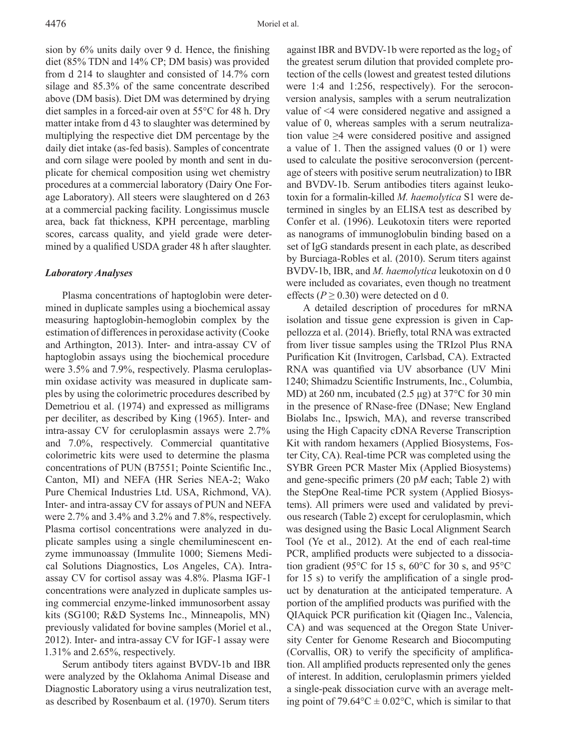sion by 6% units daily over 9 d. Hence, the finishing diet (85% TDN and 14% CP; DM basis) was provided from d 214 to slaughter and consisted of 14.7% corn silage and 85.3% of the same concentrate described above (DM basis). Diet DM was determined by drying diet samples in a forced-air oven at 55°C for 48 h. Dry matter intake from d 43 to slaughter was determined by multiplying the respective diet DM percentage by the daily diet intake (as-fed basis). Samples of concentrate and corn silage were pooled by month and sent in duplicate for chemical composition using wet chemistry procedures at a commercial laboratory (Dairy One Forage Laboratory). All steers were slaughtered on d 263 at a commercial packing facility. Longissimus muscle area, back fat thickness, KPH percentage, marbling scores, carcass quality, and yield grade were determined by a qualified USDA grader 48 h after slaughter.

### *Laboratory Analyses*

Plasma concentrations of haptoglobin were determined in duplicate samples using a biochemical assay measuring haptoglobin-hemoglobin complex by the estimation of differences in peroxidase activity (Cooke and Arthington, 2013). Inter- and intra-assay CV of haptoglobin assays using the biochemical procedure were 3.5% and 7.9%, respectively. Plasma ceruloplasmin oxidase activity was measured in duplicate samples by using the colorimetric procedures described by Demetriou et al. (1974) and expressed as milligrams per deciliter, as described by King (1965). Inter- and intra-assay CV for ceruloplasmin assays were 2.7% and 7.0%, respectively. Commercial quantitative colorimetric kits were used to determine the plasma concentrations of PUN (B7551; Pointe Scientific Inc., Canton, MI) and NEFA (HR Series NEA-2; Wako Pure Chemical Industries Ltd. USA, Richmond, VA). Inter- and intra-assay CV for assays of PUN and NEFA were 2.7% and 3.4% and 3.2% and 7.8%, respectively. Plasma cortisol concentrations were analyzed in duplicate samples using a single chemiluminescent enzyme immunoassay (Immulite 1000; Siemens Medical Solutions Diagnostics, Los Angeles, CA). Intra-assay CV for cortisol assay was 4.8%. Plasma IGF-1 concentrations were analyzed in duplicate samples using commercial enzyme-linked immunosorbent assay kits (SG100; R&D Systems Inc., Minneapolis, MN) previously validated for bovine samples (Moriel et al., 2012). Inter- and intra-assay CV for IGF-1 assay were 1.31% and 2.65%, respectively.

Serum antibody titers against BVDV-1b and IBR were analyzed by the Oklahoma Animal Disease and Diagnostic Laboratory using a virus neutralization test, as described by Rosenbaum et al. (1970). Serum titers against IBR and BVDV-1b were reported as the $\log_2$ of the greatest serum dilution that provided complete protection of the cells (lowest and greatest tested dilutions were 1:4 and 1:256, respectively). For the seroconversion analysis, samples with a serum neutralization value of <4 were considered negative and assigned a value of 0, whereas samples with a serum neutralization value ≥4 were considered positive and assigned a value of 1. Then the assigned values (0 or 1) were used to calculate the positive seroconversion (percentage of steers with positive serum neutralization) to IBR and BVDV-1b. Serum antibodies titers against leukotoxin for a formalin-killed *M. haemolytica* S1 were determined in singles by an ELISA test as described by Confer et al. (1996). Leukotoxin titers were reported as nanograms of immunoglobulin binding based on a set of IgG standards present in each plate, as described by Burciaga-Robles et al. (2010). Serum titers against BVDV-1b, IBR, and *M. haemolytica* leukotoxin on d 0 were included as covariates, even though no treatment effects ($P \geq 0.30$) were detected on d 0.

A detailed description of procedures for mRNA isolation and tissue gene expression is given in Cappellozza et al. (2014). Briefly, total RNA was extracted from liver tissue samples using the TRIzol Plus RNA Purification Kit (Invitrogen, Carlsbad, CA). Extracted RNA was quantified via UV absorbance (UV Mini 1240; Shimadzu Scientific Instruments, Inc., Columbia, MD) at 260 nm, incubated (2.5 μg) at 37°C for 30 min in the presence of RNase-free (DNase; New England Biolabs Inc., Ipswich, MA), and reverse transcribed using the High Capacity cDNA Reverse Transcription Kit with random hexamers (Applied Biosystems, Foster City, CA). Real-time PCR was completed using the SYBR Green PCR Master Mix (Applied Biosystems) and gene-specific primers (20 p*M* each; Table 2) with the StepOne Real-time PCR system (Applied Biosystems). All primers were used and validated by previous research (Table 2) except for ceruloplasmin, which was designed using the Basic Local Alignment Search Tool (Ye et al., 2012). At the end of each real-time PCR, amplified products were subjected to a dissociation gradient (95°C for 15 s, 60°C for 30 s, and 95°C for 15 s) to verify the amplification of a single product by denaturation at the anticipated temperature. A portion of the amplified products was purified with the QIAquick PCR purification kit (Qiagen Inc., Valencia, CA) and was sequenced at the Oregon State University Center for Genome Research and Biocomputing (Corvallis, OR) to verify the specificity of amplification. All amplified products represented only the genes of interest. In addition, ceruloplasmin primers yielded a single-peak dissociation curve with an average melting point of 79.64°C ± 0.02°C, which is similar to that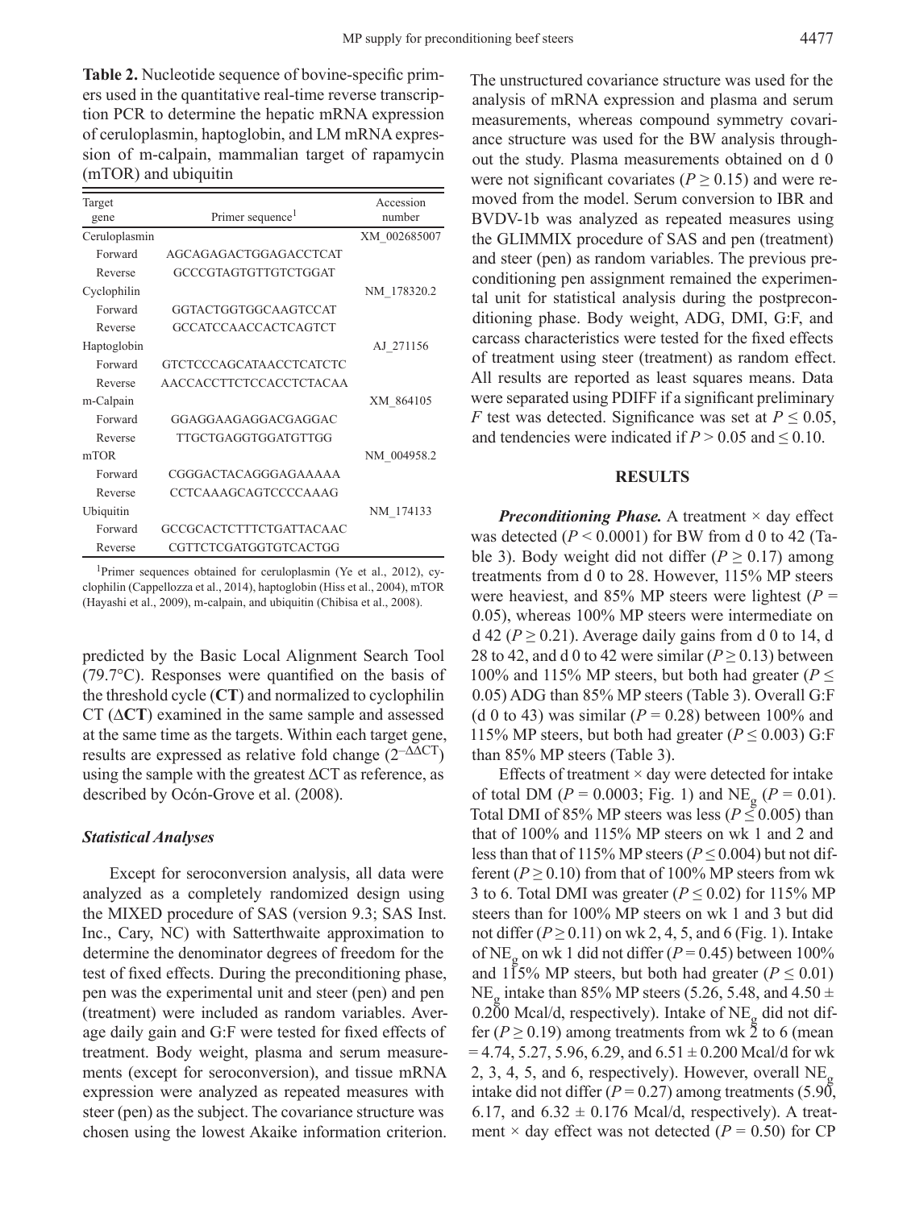**Table 2.** Nucleotide sequence of bovine-specific primers used in the quantitative real-time reverse transcription PCR to determine the hepatic mRNA expression of ceruloplasmin, haptoglobin, and LM mRNA expression of m-calpain, mammalian target of rapamycin (mTOR) and ubiquitin

| Target gene | Primer sequence[1] | Accession number |
|---|---|---|
| Ceruloplasmin | | XM_002685007 |
| Forward | AGCAGAGACTGGAGACCTCAT | |
| Reverse | GCCCGTAGTGTTGTCTGGAT | |
| Cyclophilin | | NM_178320.2 |
| Forward | GGTACTGGTGGCAAGTCCAT | |
| Reverse | GCCATCCAACCACTCAGTCT | |
| Haptoglobin | | AJ_271156 |
| Forward | GTCTCCCAGCATAACCTCATCTC | |
| Reverse | AACCACCTTCTCCACCTCTACAA | |
| m-Calpain | | XM_864105 |
| Forward | GGAGGAAGAGGACGAGGAC | |
| Reverse | TTGCTGAGGTGGATGTTGG | |
| mTOR | | NM_004958.2 |
| Forward | CGGGACTACAGGGAGAAAAA | |
| Reverse | CCTCAAAGCAGTCCCCAAAG | |
| Ubiquitin | | NM_174133 |
| Forward | GCCGCACTCTTTCTGATTACAAC | |
| Reverse | CGTTCTCGATGGTGTCACTGG | |

[1]Primer sequences obtained for ceruloplasmin (Ye et al., 2012), cyclophilin (Cappellozza et al., 2014), haptoglobin (Hiss et al., 2004), mTOR (Hayashi et al., 2009), m-calpain, and ubiquitin (Chibisa et al., 2008).

predicted by the Basic Local Alignment Search Tool (79.7°C). Responses were quantified on the basis of the threshold cycle (**CT**) and normalized to cyclophilin CT (**ΔCT**) examined in the same sample and assessed at the same time as the targets. Within each target gene, results are expressed as relative fold change ($2^{-\Delta\Delta CT}$) using the sample with the greatest ΔCT as reference, as described by Ocón-Grove et al. (2008).

### *Statistical Analyses*

Except for seroconversion analysis, all data were analyzed as a completely randomized design using the MIXED procedure of SAS (version 9.3; SAS Inst. Inc., Cary, NC) with Satterthwaite approximation to determine the denominator degrees of freedom for the test of fixed effects. During the preconditioning phase, pen was the experimental unit and steer (pen) and pen (treatment) were included as random variables. Average daily gain and G:F were tested for fixed effects of treatment. Body weight, plasma and serum measurements (except for seroconversion), and tissue mRNA expression were analyzed as repeated measures with steer (pen) as the subject. The covariance structure was chosen using the lowest Akaike information criterion. The unstructured covariance structure was used for the analysis of mRNA expression and plasma and serum measurements, whereas compound symmetry covariance structure was used for the BW analysis throughout the study. Plasma measurements obtained on d 0 were not significant covariates ($P \geq 0.15$) and were removed from the model. Serum conversion to IBR and BVDV-1b was analyzed as repeated measures using the GLIMMIX procedure of SAS and pen (treatment) and steer (pen) as random variables. The previous preconditioning pen assignment remained the experimental unit for statistical analysis during the postpreconditioning phase. Body weight, ADG, DMI, G:F, and carcass characteristics were tested for the fixed effects of treatment using steer (treatment) as random effect. All results are reported as least squares means. Data were separated using PDIFF if a significant preliminary $F$ test was detected. Significance was set at $P \leq 0.05$, and tendencies were indicated if $P > 0.05$ and $\leq 0.10$.

## RESULTS

***Preconditioning Phase.*** A treatment × day effect was detected ($P < 0.0001$) for BW from d 0 to 42 (Table 3). Body weight did not differ ($P \geq 0.17$) among treatments from d 0 to 28. However, 115% MP steers were heaviest, and 85% MP steers were lightest ($P = 0.05$), whereas 100% MP steers were intermediate on d 42 ($P \geq 0.21$). Average daily gains from d 0 to 14, d 28 to 42, and d 0 to 42 were similar ($P \geq 0.13$) between 100% and 115% MP steers, but both had greater ($P \leq 0.05$) ADG than 85% MP steers (Table 3). Overall G:F (d 0 to 43) was similar ($P = 0.28$) between 100% and 115% MP steers, but both had greater ($P \leq 0.003$) G:F than 85% MP steers (Table 3).

Effects of treatment × day were detected for intake of total DM ($P = 0.0003$; Fig. 1) and $NE_g$ ($P = 0.01$). Total DMI of 85% MP steers was less ($P \leq 0.005$) than that of 100% and 115% MP steers on wk 1 and 2 and less than that of 115% MP steers ($P \leq 0.004$) but not different ($P \geq 0.10$) from that of 100% MP steers from wk 3 to 6. Total DMI was greater ($P \leq 0.02$) for 115% MP steers than for 100% MP steers on wk 1 and 3 but did not differ ($P \geq 0.11$) on wk 2, 4, 5, and 6 (Fig. 1). Intake of $NE_g$ on wk 1 did not differ ($P = 0.45$) between 100% and 115% MP steers, but both had greater ($P \leq 0.01$) $NE_g$ intake than 85% MP steers (5.26, 5.48, and 4.50 ± 0.200 Mcal/d, respectively). Intake of $NE_g$ did not differ ($P \geq 0.19$) among treatments from wk 2 to 6 (mean = 4.74, 5.27, 5.96, 6.29, and 6.51 ± 0.200 Mcal/d for wk 2, 3, 4, 5, and 6, respectively). However, overall $NE_g$ intake did not differ ($P = 0.27$) among treatments (5.90, 6.17, and 6.32 ± 0.176 Mcal/d, respectively). A treatment × day effect was not detected ($P = 0.50$) for CP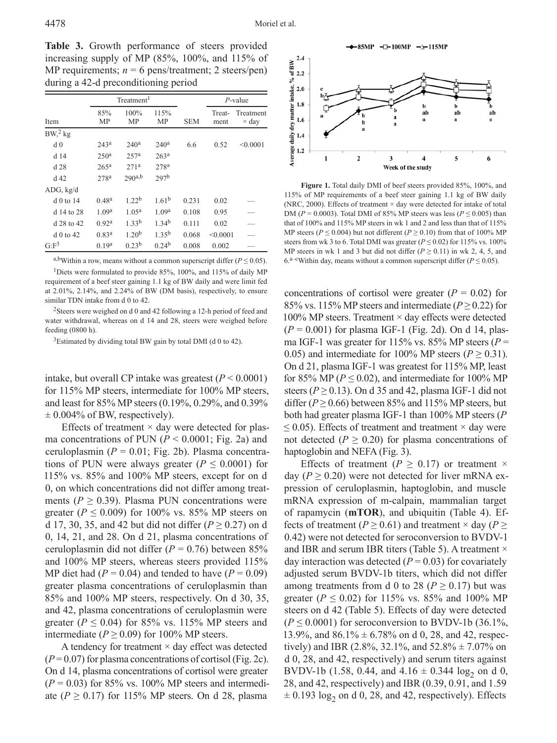**Table 3.** Growth performance of steers provided increasing supply of MP (85%, 100%, and 115% of MP requirements; $n = 6$ pens/treatment; 2 steers/pen) during a 42-d preconditioning period

| | Treatment[1] | | | | *P*-value | |
|---|---|---|---|---|---|---|
| Item | 85% MP | 100% MP | 115% MP | SEM | Treatment | Treatment × day |
| BW,[2] kg | | | | | | |
| d 0 | 243[a] | 240[a] | 240[a] | 6.6 | 0.52 | <0.0001 |
| d 14 | 250[a] | 257[a] | 263[a] | | | |
| d 28 | 265[a] | 271[a] | 278[a] | | | |
| d 42 | 278[a] | 290[a,b] | 297[b] | | | |
| ADG, kg/d | | | | | | |
| d 0 to 14 | 0.48[a] | 1.22[b] | 1.61[b] | 0.231 | 0.02 | — |
| d 14 to 28 | 1.09[a] | 1.05[a] | 1.09[a] | 0.108 | 0.95 | — |
| d 28 to 42 | 0.92[a] | 1.33[b] | 1.34[b] | 0.111 | 0.02 | — |
| d 0 to 42 | 0.83[a] | 1.20[b] | 1.35[b] | 0.068 | <0.0001 | — |
| G:F[3] | 0.19[a] | 0.23[b] | 0.24[b] | 0.008 | 0.002 | — |

[a,b]Within a row, means without a common superscript differ ($P \leq 0.05$).

[1]Diets were formulated to provide 85%, 100%, and 115% of daily MP requirement of a beef steer gaining 1.1 kg of BW daily and were limit fed at 2.01%, 2.14%, and 2.24% of BW (DM basis), respectively, to ensure similar TDN intake from d 0 to 42.

[2]Steers were weighed on d 0 and 42 following a 12-h period of feed and water withdrawal, whereas on d 14 and 28, steers were weighed before feeding (0800 h).

[3]Estimated by dividing total BW gain by total DMI (d 0 to 42).

intake, but overall CP intake was greatest ($P < 0.0001$) for 115% MP steers, intermediate for 100% MP steers, and least for 85% MP steers (0.19%, 0.29%, and 0.39% ± 0.004% of BW, respectively).

Effects of treatment × day were detected for plasma concentrations of PUN ($P < 0.0001$; Fig. 2a) and ceruloplasmin ($P = 0.01$; Fig. 2b). Plasma concentrations of PUN were always greater ($P \leq 0.0001$) for 115% vs. 85% and 100% MP steers, except for on d 0, on which concentrations did not differ among treatments ($P \geq 0.39$). Plasma PUN concentrations were greater ($P \leq 0.009$) for 100% vs. 85% MP steers on d 17, 30, 35, and 42 but did not differ ($P \geq 0.27$) on d 0, 14, 21, and 28. On d 21, plasma concentrations of ceruloplasmin did not differ ($P = 0.76$) between 85% and 100% MP steers, whereas steers provided 115% MP diet had ($P = 0.04$) and tended to have ($P = 0.09$) greater plasma concentrations of ceruloplasmin than 85% and 100% MP steers, respectively. On d 30, 35, and 42, plasma concentrations of ceruloplasmin were greater ($P \leq 0.04$) for 85% vs. 115% MP steers and intermediate ($P \geq 0.09$) for 100% MP steers.

A tendency for treatment × day effect was detected ($P = 0.07$) for plasma concentrations of cortisol (Fig. 2c). On d 14, plasma concentrations of cortisol were greater ($P = 0.03$) for 85% vs. 100% MP steers and intermediate ($P \geq 0.17$) for 115% MP steers. On d 28, plasma

**Figure 1.** Total daily DMI of beef steers provided 85%, 100%, and 115% of MP requirements of a beef steer gaining 1.1 kg of BW daily (NRC, 2000). Effects of treatment × day were detected for intake of total DM ($P = 0.0003$). Total DMI of 85% MP steers was less ($P \leq 0.005$) than that of 100% and 115% MP steers in wk 1 and 2 and less than that of 115% MP steers ($P \leq 0.004$) but not different ($P \geq 0.10$) from that of 100% MP steers from wk 3 to 6. Total DMI was greater ($P \leq 0.02$) for 115% vs. 100% MP steers in wk 1 and 3 but did not differ ($P \geq 0.11$) in wk 2, 4, 5, and 6.[a–c]Within day, means without a common superscript differ ($P \leq 0.05$).

concentrations of cortisol were greater ($P = 0.02$) for 85% vs. 115% MP steers and intermediate ($P \geq 0.22$) for 100% MP steers. Treatment × day effects were detected ($P = 0.001$) for plasma IGF-1 (Fig. 2d). On d 14, plasma IGF-1 was greater for 115% vs. 85% MP steers ($P = 0.05$) and intermediate for 100% MP steers ($P \geq 0.31$). On d 21, plasma IGF-1 was greatest for 115% MP, least for 85% MP ($P \leq 0.02$), and intermediate for 100% MP steers ($P \geq 0.13$). On d 35 and 42, plasma IGF-1 did not differ ($P \geq 0.66$) between 85% and 115% MP steers, but both had greater plasma IGF-1 than 100% MP steers ($P \leq 0.05$). Effects of treatment and treatment × day were not detected ($P \geq 0.20$) for plasma concentrations of haptoglobin and NEFA (Fig. 3).

Effects of treatment ($P \geq 0.17$) or treatment × day ($P \geq 0.20$) were not detected for liver mRNA expression of ceruloplasmin, haptoglobin, and muscle mRNA expression of m-calpain, mammalian target of rapamycin (**mTOR**), and ubiquitin (Table 4). Effects of treatment ($P \geq 0.61$) and treatment × day ($P \geq 0.42$) were not detected for seroconversion to BVDV-1 and IBR and serum IBR titers (Table 5). A treatment × day interaction was detected ($P = 0.03$) for covariately adjusted serum BVDV-1b titers, which did not differ among treatments from d 0 to 28 ($P \geq 0.17$) but was greater ($P \leq 0.02$) for 115% vs. 85% and 100% MP steers on d 42 (Table 5). Effects of day were detected ($P \leq 0.0001$) for seroconversion to BVDV-1b (36.1%, 13.9%, and 86.1% ± 6.78% on d 0, 28, and 42, respectively) and IBR (2.8%, 32.1%, and 52.8% ± 7.07% on d 0, 28, and 42, respectively) and serum titers against BVDV-1b (1.58, 0.44, and 4.16 ± 0.344 $\log_2$ on d 0, 28, and 42, respectively) and IBR (0.39, 0.91, and 1.59 ± 0.193 $\log_2$ on d 0, 28, and 42, respectively). Effects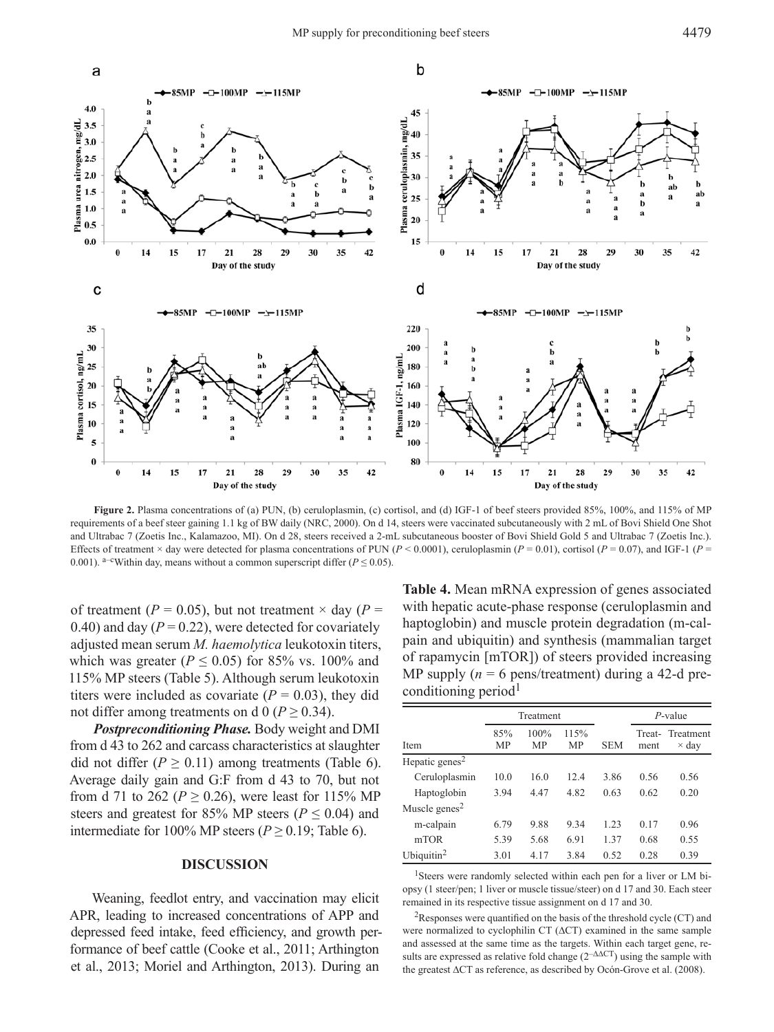**Figure 2.** Plasma concentrations of (a) PUN, (b) ceruloplasmin, (c) cortisol, and (d) IGF-1 of beef steers provided 85%, 100%, and 115% of MP requirements of a beef steer gaining 1.1 kg of BW daily (NRC, 2000). On d 14, steers were vaccinated subcutaneously with 2 mL of Bovi Shield One Shot and Ultrabac 7 (Zoetis Inc., Kalamazoo, MI). On d 28, steers received a 2-mL subcutaneous booster of Bovi Shield Gold 5 and Ultrabac 7 (Zoetis Inc.). Effects of treatment × day were detected for plasma concentrations of PUN ($P < 0.0001$), ceruloplasmin ($P = 0.01$), cortisol ($P = 0.07$), and IGF-1 ($P = 0.001$). [a–c]Within day, means without a common superscript differ ($P \leq 0.05$).

of treatment ($P = 0.05$), but not treatment × day ($P = 0.40$) and day ($P = 0.22$), were detected for covariately adjusted mean serum *M. haemolytica* leukotoxin titers, which was greater ($P \leq 0.05$) for 85% vs. 100% and 115% MP steers (Table 5). Although serum leukotoxin titers were included as covariate ($P = 0.03$), they did not differ among treatments on d 0 ($P \geq 0.34$).

***Postpreconditioning Phase.*** Body weight and DMI from d 43 to 262 and carcass characteristics at slaughter did not differ ($P \geq 0.11$) among treatments (Table 6). Average daily gain and G:F from d 43 to 70, but not from d 71 to 262 ($P \geq 0.26$), were least for 115% MP steers and greatest for 85% MP steers ($P \leq 0.04$) and intermediate for 100% MP steers ($P \geq 0.19$; Table 6).

## DISCUSSION

Weaning, feedlot entry, and vaccination may elicit APR, leading to increased concentrations of APP and depressed feed intake, feed efficiency, and growth performance of beef cattle (Cooke et al., 2011; Arthington et al., 2013; Moriel and Arthington, 2013). During an

**Table 4.** Mean mRNA expression of genes associated with hepatic acute-phase response (ceruloplasmin and haptoglobin) and muscle protein degradation (m-calpain and ubiquitin) and synthesis (mammalian target of rapamycin [mTOR]) of steers provided increasing MP supply ($n = 6$ pens/treatment) during a 42-d preconditioning period[1]

| | Treatment | | | | *P*-value | |
|---|---|---|---|---|---|---|
| Item | 85% MP | 100% MP | 115% MP | SEM | Treatment | Treatment × day |
| Hepatic genes[2] | | | | | | |
| Ceruloplasmin | 10.0 | 16.0 | 12.4 | 3.86 | 0.56 | 0.56 |
| Haptoglobin | 3.94 | 4.47 | 4.82 | 0.63 | 0.62 | 0.20 |
| Muscle genes[2] | | | | | | |
| m-calpain | 6.79 | 9.88 | 9.34 | 1.23 | 0.17 | 0.96 |
| mTOR | 5.39 | 5.68 | 6.91 | 1.37 | 0.68 | 0.55 |
| Ubiquitin[2] | 3.01 | 4.17 | 3.84 | 0.52 | 0.28 | 0.39 |

[1]Steers were randomly selected within each pen for a liver or LM biopsy (1 steer/pen; 1 liver or muscle tissue/steer) on d 17 and 30. Each steer remained in its respective tissue assignment on d 17 and 30.

[2]Responses were quantified on the basis of the threshold cycle (CT) and were normalized to cyclophilin CT (ΔCT) examined in the same sample and assessed at the same time as the targets. Within each target gene, results are expressed as relative fold change ($2^{-\Delta\Delta CT}$) using the sample with the greatest ΔCT as reference, as described by Ocón-Grove et al. (2008).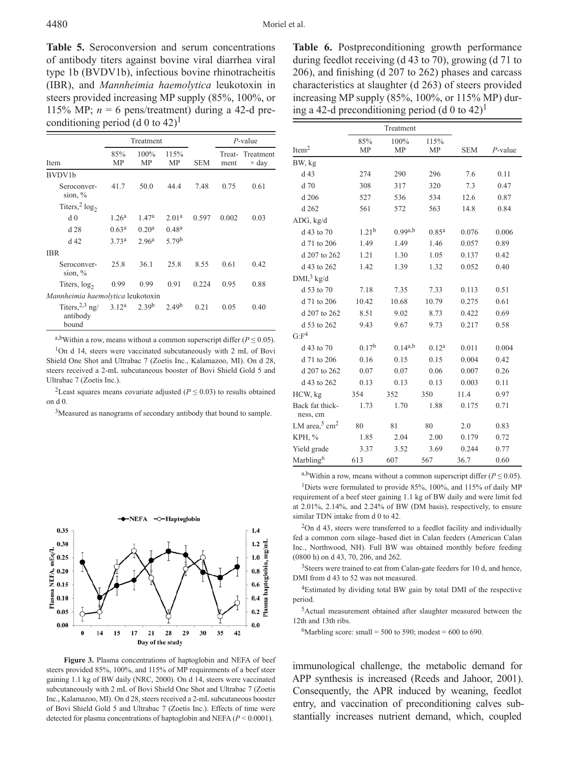**Table 5.** Seroconversion and serum concentrations of antibody titers against bovine viral diarrhea viral type 1b (BVDV1b), infectious bovine rhinotracheitis (IBR), and *Mannheimia haemolytica* leukotoxin in steers provided increasing MP supply (85%, 100%, or 115% MP; *n* = 6 pens/treatment) during a 42-d preconditioning period (d 0 to 42)[1]

| Item | Treatment | | | | *P*-value | |
|---|---|---|---|---|---|---|
| | 85% MP | 100% MP | 115% MP | SEM | Treatment | Treatment × day |
| BVDV1b | | | | | | |
| Seroconversion, % | 41.7 | 50.0 | 44.4 | 7.48 | 0.75 | 0.61 |
| Titers,[2] $\log_2$ | | | | | | |
| d 0 | 1.26[a] | 1.47[a] | 2.01[a] | 0.597 | 0.002 | 0.03 |
| d 28 | 0.63[a] | 0.20[a] | 0.48[a] | | | |
| d 42 | 3.73[a] | 2.96[a] | 5.79[b] | | | |
| IBR | | | | | | |
| Seroconversion, % | 25.8 | 36.1 | 25.8 | 8.55 | 0.61 | 0.42 |
| Titers, $\log_2$ | 0.99 | 0.99 | 0.91 | 0.224 | 0.95 | 0.88 |
| *Mannheimia haemolytica* leukotoxin | | | | | | |
| Titers,[2,3] ng/antibody bound | 3.12[a] | 2.39[b] | 2.49[b] | 0.21 | 0.05 | 0.40 |

[a,b]Within a row, means without a common superscript differ ($P \leq 0.05$).

[1]On d 14, steers were vaccinated subcutaneously with 2 mL of Bovi Shield One Shot and Ultrabac 7 (Zoetis Inc., Kalamazoo, MI). On d 28, steers received a 2-mL subcutaneous booster of Bovi Shield Gold 5 and Ultrabac 7 (Zoetis Inc.).

[2]Least squares means covariate adjusted ($P \leq 0.03$) to results obtained on d 0.

[3]Measured as nanograms of secondary antibody that bound to sample.

**Figure 3.** Plasma concentrations of haptoglobin and NEFA of beef steers provided 85%, 100%, and 115% of MP requirements of a beef steer gaining 1.1 kg of BW daily (NRC, 2000). On d 14, steers were vaccinated subcutaneously with 2 mL of Bovi Shield One Shot and Ultrabac 7 (Zoetis Inc., Kalamazoo, MI). On d 28, steers received a 2-mL subcutaneous booster of Bovi Shield Gold 5 and Ultrabac 7 (Zoetis Inc.). Effects of time were detected for plasma concentrations of haptoglobin and NEFA ($P < 0.0001$).

**Table 6.** Postpreconditioning growth performance during feedlot receiving (d 43 to 70), growing (d 71 to 206), and finishing (d 207 to 262) phases and carcass characteristics at slaughter (d 263) of steers provided increasing MP supply (85%, 100%, or 115% MP) during a 42-d preconditioning period (d 0 to 42)[1]

| Item[2] | Treatment | | | | |
|---|---|---|---|---|---|
| | 85% MP | 100% MP | 115% MP | SEM | *P*-value |
| BW, kg | | | | | |
| d 43 | 274 | 290 | 296 | 7.6 | 0.11 |
| d 70 | 308 | 317 | 320 | 7.3 | 0.47 |
| d 206 | 527 | 536 | 534 | 12.6 | 0.87 |
| d 262 | 561 | 572 | 563 | 14.8 | 0.84 |
| ADG, kg/d | | | | | |
| d 43 to 70 | 1.21[b] | 0.99[a,b] | 0.85[a] | 0.076 | 0.006 |
| d 71 to 206 | 1.49 | 1.49 | 1.46 | 0.057 | 0.89 |
| d 207 to 262 | 1.21 | 1.30 | 1.05 | 0.137 | 0.42 |
| d 43 to 262 | 1.42 | 1.39 | 1.32 | 0.052 | 0.40 |
| DMI,[3] kg/d | | | | | |
| d 53 to 70 | 7.18 | 7.35 | 7.33 | 0.113 | 0.51 |
| d 71 to 206 | 10.42 | 10.68 | 10.79 | 0.275 | 0.61 |
| d 207 to 262 | 8.51 | 9.02 | 8.73 | 0.422 | 0.69 |
| d 53 to 262 | 9.43 | 9.67 | 9.73 | 0.217 | 0.58 |
| G:F[4] | | | | | |
| d 43 to 70 | 0.17[b] | 0.14[a,b] | 0.12[a] | 0.011 | 0.004 |
| d 71 to 206 | 0.16 | 0.15 | 0.15 | 0.004 | 0.42 |
| d 207 to 262 | 0.07 | 0.07 | 0.06 | 0.007 | 0.26 |
| d 43 to 262 | 0.13 | 0.13 | 0.13 | 0.003 | 0.11 |
| HCW, kg | 354 | 352 | 350 | 11.4 | 0.97 |
| Back fat thickness, cm | 1.73 | 1.70 | 1.88 | 0.175 | 0.71 |
| LM area,[5] cm² | 80 | 81 | 80 | 2.0 | 0.83 |
| KPH, % | 1.85 | 2.04 | 2.00 | 0.179 | 0.72 |
| Yield grade | 3.37 | 3.52 | 3.69 | 0.244 | 0.77 |
| Marbling[6] | 613 | 607 | 567 | 36.7 | 0.60 |

[a,b]Within a row, means without a common superscript differ ($P \leq 0.05$).

[1]Diets were formulated to provide 85%, 100%, and 115% of daily MP requirement of a beef steer gaining 1.1 kg of BW daily and were limit fed at 2.01%, 2.14%, and 2.24% of BW (DM basis), respectively, to ensure similar TDN intake from d 0 to 42.

[2]On d 43, steers were transferred to a feedlot facility and individually fed a common corn silage–based diet in Calan feeders (American Calan Inc., Northwood, NH). Full BW was obtained monthly before feeding (0800 h) on d 43, 70, 206, and 262.

[3]Steers were trained to eat from Calan-gate feeders for 10 d, and hence, DMI from d 43 to 52 was not measured.

[4]Estimated by dividing total BW gain by total DMI of the respective period.

[5]Actual measurement obtained after slaughter measured between the 12th and 13th ribs.

[6]Marbling score: small = 500 to 590; modest = 600 to 690.

immunological challenge, the metabolic demand for APP synthesis is increased (Reeds and Jahoor, 2001). Consequently, the APR induced by weaning, feedlot entry, and vaccination of preconditioning calves substantially increases nutrient demand, which, coupled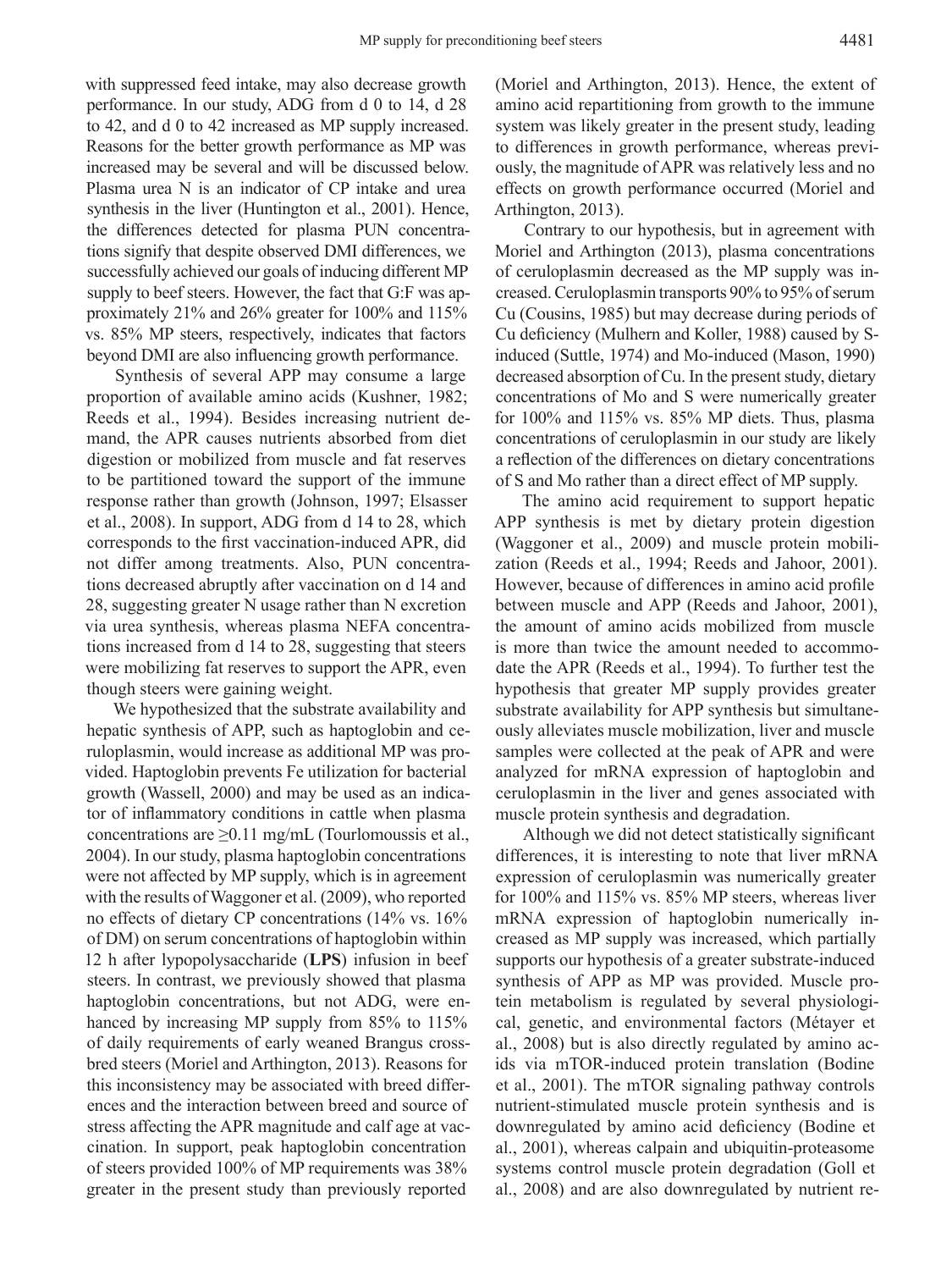with suppressed feed intake, may also decrease growth performance. In our study, ADG from d 0 to 14, d 28 to 42, and d 0 to 42 increased as MP supply increased. Reasons for the better growth performance as MP was increased may be several and will be discussed below. Plasma urea N is an indicator of CP intake and urea synthesis in the liver (Huntington et al., 2001). Hence, the differences detected for plasma PUN concentrations signify that despite observed DMI differences, we successfully achieved our goals of inducing different MP supply to beef steers. However, the fact that G:F was approximately 21% and 26% greater for 100% and 115% vs. 85% MP steers, respectively, indicates that factors beyond DMI are also influencing growth performance.

Synthesis of several APP may consume a large proportion of available amino acids (Kushner, 1982; Reeds et al., 1994). Besides increasing nutrient demand, the APR causes nutrients absorbed from diet digestion or mobilized from muscle and fat reserves to be partitioned toward the support of the immune response rather than growth (Johnson, 1997; Elsasser et al., 2008). In support, ADG from d 14 to 28, which corresponds to the first vaccination-induced APR, did not differ among treatments. Also, PUN concentrations decreased abruptly after vaccination on d 14 and 28, suggesting greater N usage rather than N excretion via urea synthesis, whereas plasma NEFA concentrations increased from d 14 to 28, suggesting that steers were mobilizing fat reserves to support the APR, even though steers were gaining weight.

We hypothesized that the substrate availability and hepatic synthesis of APP, such as haptoglobin and ceruloplasmin, would increase as additional MP was provided. Haptoglobin prevents Fe utilization for bacterial growth (Wassell, 2000) and may be used as an indicator of inflammatory conditions in cattle when plasma concentrations are ≥0.11 mg/mL (Tourlomoussis et al., 2004). In our study, plasma haptoglobin concentrations were not affected by MP supply, which is in agreement with the results of Waggoner et al. (2009), who reported no effects of dietary CP concentrations (14% vs. 16% of DM) on serum concentrations of haptoglobin within 12 h after lypopolysaccharide (**LPS**) infusion in beef steers. In contrast, we previously showed that plasma haptoglobin concentrations, but not ADG, were enhanced by increasing MP supply from 85% to 115% of daily requirements of early weaned Brangus crossbred steers (Moriel and Arthington, 2013). Reasons for this inconsistency may be associated with breed differences and the interaction between breed and source of stress affecting the APR magnitude and calf age at vaccination. In support, peak haptoglobin concentration of steers provided 100% of MP requirements was 38% greater in the present study than previously reported (Moriel and Arthington, 2013). Hence, the extent of amino acid repartitioning from growth to the immune system was likely greater in the present study, leading to differences in growth performance, whereas previously, the magnitude of APR was relatively less and no effects on growth performance occurred (Moriel and Arthington, 2013).

Contrary to our hypothesis, but in agreement with Moriel and Arthington (2013), plasma concentrations of ceruloplasmin decreased as the MP supply was increased. Ceruloplasmin transports 90% to 95% of serum Cu (Cousins, 1985) but may decrease during periods of Cu deficiency (Mulhern and Koller, 1988) caused by S-induced (Suttle, 1974) and Mo-induced (Mason, 1990) decreased absorption of Cu. In the present study, dietary concentrations of Mo and S were numerically greater for 100% and 115% vs. 85% MP diets. Thus, plasma concentrations of ceruloplasmin in our study are likely a reflection of the differences on dietary concentrations of S and Mo rather than a direct effect of MP supply.

The amino acid requirement to support hepatic APP synthesis is met by dietary protein digestion (Waggoner et al., 2009) and muscle protein mobilization (Reeds et al., 1994; Reeds and Jahoor, 2001). However, because of differences in amino acid profile between muscle and APP (Reeds and Jahoor, 2001), the amount of amino acids mobilized from muscle is more than twice the amount needed to accommodate the APR (Reeds et al., 1994). To further test the hypothesis that greater MP supply provides greater substrate availability for APP synthesis but simultaneously alleviates muscle mobilization, liver and muscle samples were collected at the peak of APR and were analyzed for mRNA expression of haptoglobin and ceruloplasmin in the liver and genes associated with muscle protein synthesis and degradation.

Although we did not detect statistically significant differences, it is interesting to note that liver mRNA expression of ceruloplasmin was numerically greater for 100% and 115% vs. 85% MP steers, whereas liver mRNA expression of haptoglobin numerically increased as MP supply was increased, which partially supports our hypothesis of a greater substrate-induced synthesis of APP as MP was provided. Muscle protein metabolism is regulated by several physiological, genetic, and environmental factors (Métayer et al., 2008) but is also directly regulated by amino acids via mTOR-induced protein translation (Bodine et al., 2001). The mTOR signaling pathway controls nutrient-stimulated muscle protein synthesis and is downregulated by amino acid deficiency (Bodine et al., 2001), whereas calpain and ubiquitin-proteasome systems control muscle protein degradation (Goll et al., 2008) and are also downregulated by nutrient re-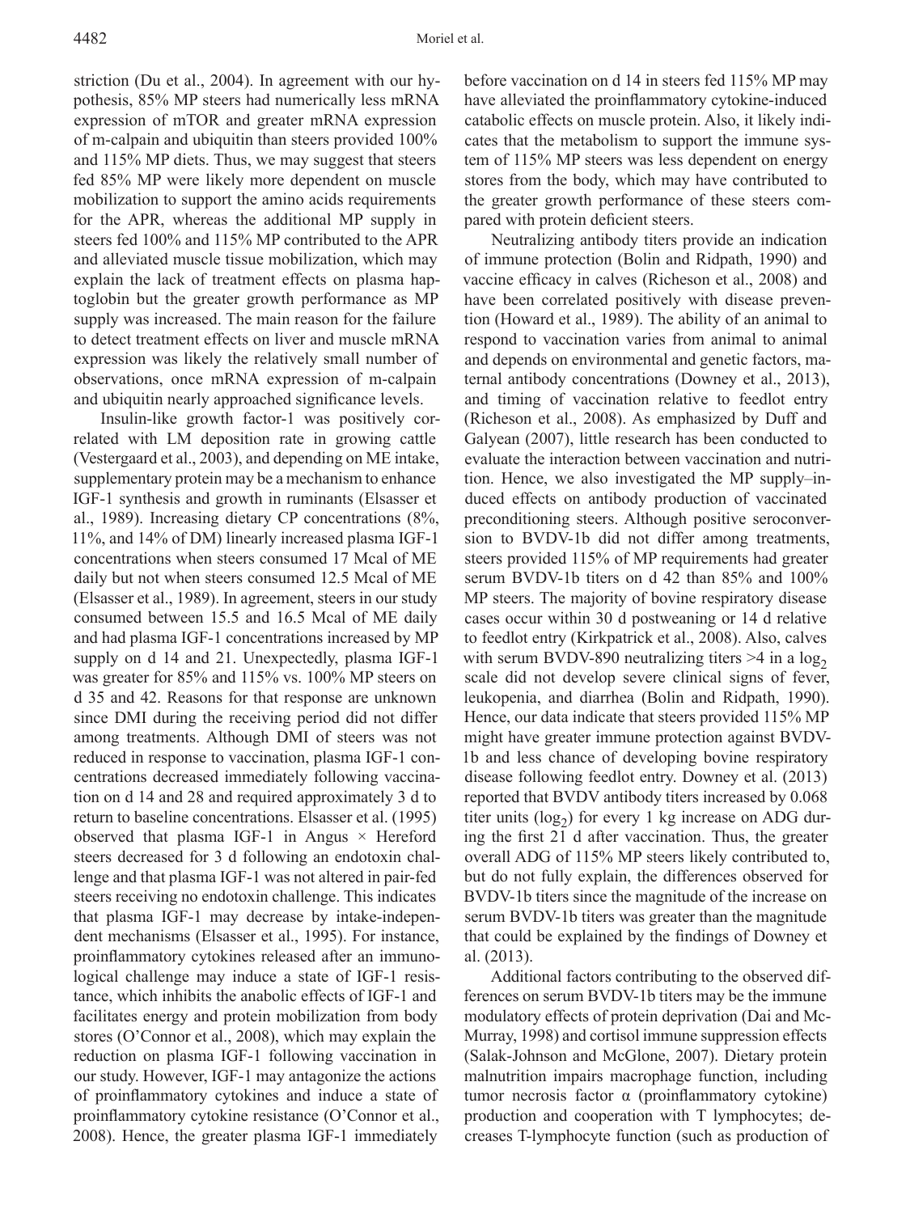striction (Du et al., 2004). In agreement with our hypothesis, 85% MP steers had numerically less mRNA expression of mTOR and greater mRNA expression of m-calpain and ubiquitin than steers provided 100% and 115% MP diets. Thus, we may suggest that steers fed 85% MP were likely more dependent on muscle mobilization to support the amino acids requirements for the APR, whereas the additional MP supply in steers fed 100% and 115% MP contributed to the APR and alleviated muscle tissue mobilization, which may explain the lack of treatment effects on plasma haptoglobin but the greater growth performance as MP supply was increased. The main reason for the failure to detect treatment effects on liver and muscle mRNA expression was likely the relatively small number of observations, once mRNA expression of m-calpain and ubiquitin nearly approached significance levels.

Insulin-like growth factor-1 was positively correlated with LM deposition rate in growing cattle (Vestergaard et al., 2003), and depending on ME intake, supplementary protein may be a mechanism to enhance IGF-1 synthesis and growth in ruminants (Elsasser et al., 1989). Increasing dietary CP concentrations (8%, 11%, and 14% of DM) linearly increased plasma IGF-1 concentrations when steers consumed 17 Mcal of ME daily but not when steers consumed 12.5 Mcal of ME (Elsasser et al., 1989). In agreement, steers in our study consumed between 15.5 and 16.5 Mcal of ME daily and had plasma IGF-1 concentrations increased by MP supply on d 14 and 21. Unexpectedly, plasma IGF-1 was greater for 85% and 115% vs. 100% MP steers on d 35 and 42. Reasons for that response are unknown since DMI during the receiving period did not differ among treatments. Although DMI of steers was not reduced in response to vaccination, plasma IGF-1 concentrations decreased immediately following vaccination on d 14 and 28 and required approximately 3 d to return to baseline concentrations. Elsasser et al. (1995) observed that plasma IGF-1 in Angus × Hereford steers decreased for 3 d following an endotoxin challenge and that plasma IGF-1 was not altered in pair-fed steers receiving no endotoxin challenge. This indicates that plasma IGF-1 may decrease by intake-independent mechanisms (Elsasser et al., 1995). For instance, proinflammatory cytokines released after an immunological challenge may induce a state of IGF-1 resistance, which inhibits the anabolic effects of IGF-1 and facilitates energy and protein mobilization from body stores (O'Connor et al., 2008), which may explain the reduction on plasma IGF-1 following vaccination in our study. However, IGF-1 may antagonize the actions of proinflammatory cytokines and induce a state of proinflammatory cytokine resistance (O'Connor et al., 2008). Hence, the greater plasma IGF-1 immediately before vaccination on d 14 in steers fed 115% MP may have alleviated the proinflammatory cytokine-induced catabolic effects on muscle protein. Also, it likely indicates that the metabolism to support the immune system of 115% MP steers was less dependent on energy stores from the body, which may have contributed to the greater growth performance of these steers compared with protein deficient steers.

Neutralizing antibody titers provide an indication of immune protection (Bolin and Ridpath, 1990) and vaccine efficacy in calves (Richeson et al., 2008) and have been correlated positively with disease prevention (Howard et al., 1989). The ability of an animal to respond to vaccination varies from animal to animal and depends on environmental and genetic factors, maternal antibody concentrations (Downey et al., 2013), and timing of vaccination relative to feedlot entry (Richeson et al., 2008). As emphasized by Duff and Galyean (2007), little research has been conducted to evaluate the interaction between vaccination and nutrition. Hence, we also investigated the MP supply–induced effects on antibody production of vaccinated preconditioning steers. Although positive seroconversion to BVDV-1b did not differ among treatments, steers provided 115% of MP requirements had greater serum BVDV-1b titers on d 42 than 85% and 100% MP steers. The majority of bovine respiratory disease cases occur within 30 d postweaning or 14 d relative to feedlot entry (Kirkpatrick et al., 2008). Also, calves with serum BVDV-890 neutralizing titers >4 in a $\log_2$ scale did not develop severe clinical signs of fever, leukopenia, and diarrhea (Bolin and Ridpath, 1990). Hence, our data indicate that steers provided 115% MP might have greater immune protection against BVDV-1b and less chance of developing bovine respiratory disease following feedlot entry. Downey et al. (2013) reported that BVDV antibody titers increased by 0.068 titer units ($\log_2$) for every 1 kg increase on ADG during the first 21 d after vaccination. Thus, the greater overall ADG of 115% MP steers likely contributed to, but do not fully explain, the differences observed for BVDV-1b titers since the magnitude of the increase on serum BVDV-1b titers was greater than the magnitude that could be explained by the findings of Downey et al. (2013).

Additional factors contributing to the observed differences on serum BVDV-1b titers may be the immune modulatory effects of protein deprivation (Dai and McMurray, 1998) and cortisol immune suppression effects (Salak-Johnson and McGlone, 2007). Dietary protein malnutrition impairs macrophage function, including tumor necrosis factor α (proinflammatory cytokine) production and cooperation with T lymphocytes; decreases T-lymphocyte function (such as production of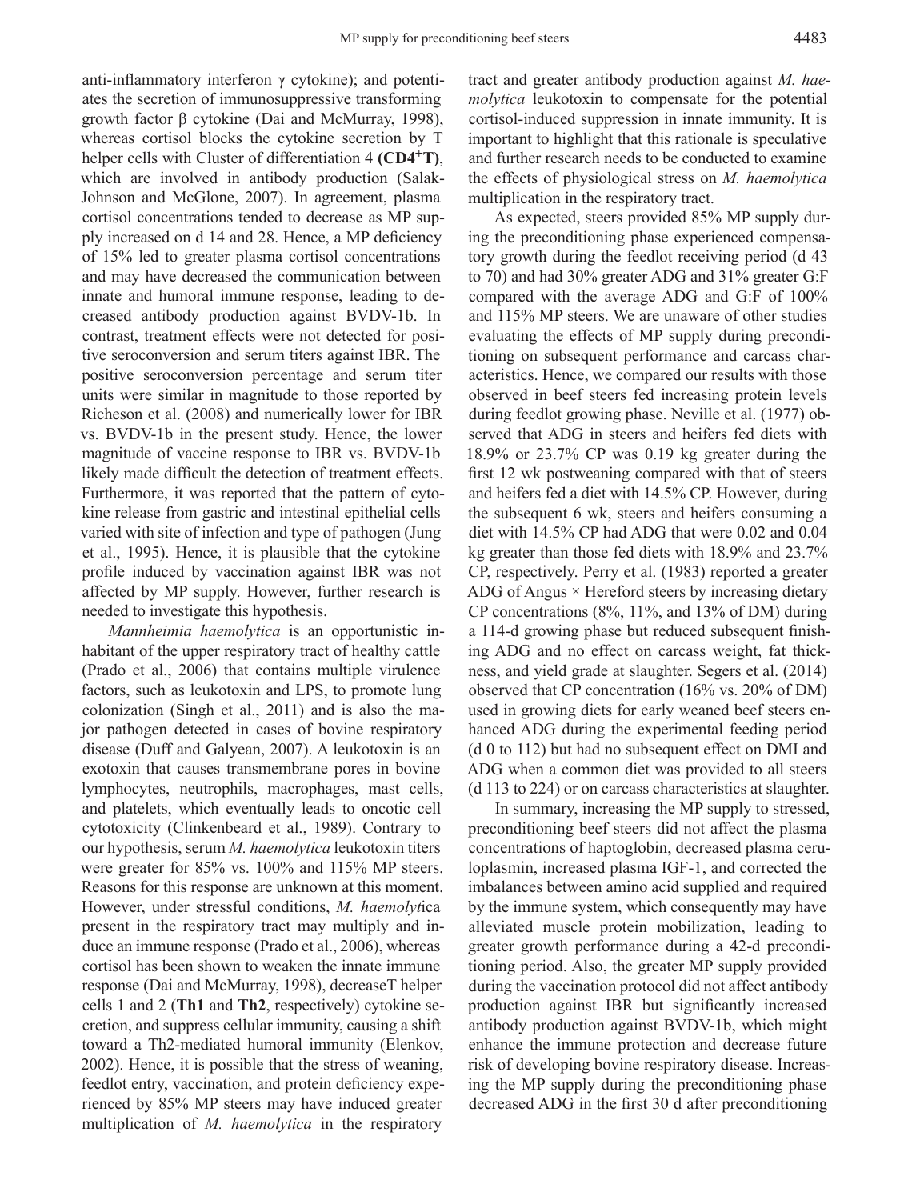anti-inflammatory interferon γ cytokine); and potentiates the secretion of immunosuppressive transforming growth factor β cytokine (Dai and McMurray, 1998), whereas cortisol blocks the cytokine secretion by T helper cells with Cluster of differentiation 4 **($CD4^{+}T$)**, which are involved in antibody production (Salak-Johnson and McGlone, 2007). In agreement, plasma cortisol concentrations tended to decrease as MP supply increased on d 14 and 28. Hence, a MP deficiency of 15% led to greater plasma cortisol concentrations and may have decreased the communication between innate and humoral immune response, leading to decreased antibody production against BVDV-1b. In contrast, treatment effects were not detected for positive seroconversion and serum titers against IBR. The positive seroconversion percentage and serum titer units were similar in magnitude to those reported by Richeson et al. (2008) and numerically lower for IBR vs. BVDV-1b in the present study. Hence, the lower magnitude of vaccine response to IBR vs. BVDV-1b likely made difficult the detection of treatment effects. Furthermore, it was reported that the pattern of cytokine release from gastric and intestinal epithelial cells varied with site of infection and type of pathogen (Jung et al., 1995). Hence, it is plausible that the cytokine profile induced by vaccination against IBR was not affected by MP supply. However, further research is needed to investigate this hypothesis.

*Mannheimia haemolytica* is an opportunistic inhabitant of the upper respiratory tract of healthy cattle (Prado et al., 2006) that contains multiple virulence factors, such as leukotoxin and LPS, to promote lung colonization (Singh et al., 2011) and is also the major pathogen detected in cases of bovine respiratory disease (Duff and Galyean, 2007). A leukotoxin is an exotoxin that causes transmembrane pores in bovine lymphocytes, neutrophils, macrophages, mast cells, and platelets, which eventually leads to oncotic cell cytotoxicity (Clinkenbeard et al., 1989). Contrary to our hypothesis, serum *M. haemolytica* leukotoxin titers were greater for 85% vs. 100% and 115% MP steers. Reasons for this response are unknown at this moment. However, under stressful conditions, *M. haemolytica* present in the respiratory tract may multiply and induce an immune response (Prado et al., 2006), whereas cortisol has been shown to weaken the innate immune response (Dai and McMurray, 1998), decreaseT helper cells 1 and 2 (**Th1** and **Th2**, respectively) cytokine secretion, and suppress cellular immunity, causing a shift toward a Th2-mediated humoral immunity (Elenkov, 2002). Hence, it is possible that the stress of weaning, feedlot entry, vaccination, and protein deficiency experienced by 85% MP steers may have induced greater multiplication of *M. haemolytica* in the respiratory tract and greater antibody production against *M. haemolytica* leukotoxin to compensate for the potential cortisol-induced suppression in innate immunity. It is important to highlight that this rationale is speculative and further research needs to be conducted to examine the effects of physiological stress on *M. haemolytica* multiplication in the respiratory tract.

As expected, steers provided 85% MP supply during the preconditioning phase experienced compensatory growth during the feedlot receiving period (d 43 to 70) and had 30% greater ADG and 31% greater G:F compared with the average ADG and G:F of 100% and 115% MP steers. We are unaware of other studies evaluating the effects of MP supply during preconditioning on subsequent performance and carcass characteristics. Hence, we compared our results with those observed in beef steers fed increasing protein levels during feedlot growing phase. Neville et al. (1977) observed that ADG in steers and heifers fed diets with 18.9% or 23.7% CP was 0.19 kg greater during the first 12 wk postweaning compared with that of steers and heifers fed a diet with 14.5% CP. However, during the subsequent 6 wk, steers and heifers consuming a diet with 14.5% CP had ADG that were 0.02 and 0.04 kg greater than those fed diets with 18.9% and 23.7% CP, respectively. Perry et al. (1983) reported a greater ADG of Angus × Hereford steers by increasing dietary CP concentrations (8%, 11%, and 13% of DM) during a 114-d growing phase but reduced subsequent finishing ADG and no effect on carcass weight, fat thickness, and yield grade at slaughter. Segers et al. (2014) observed that CP concentration (16% vs. 20% of DM) used in growing diets for early weaned beef steers enhanced ADG during the experimental feeding period (d 0 to 112) but had no subsequent effect on DMI and ADG when a common diet was provided to all steers (d 113 to 224) or on carcass characteristics at slaughter.

In summary, increasing the MP supply to stressed, preconditioning beef steers did not affect the plasma concentrations of haptoglobin, decreased plasma ceruloplasmin, increased plasma IGF-1, and corrected the imbalances between amino acid supplied and required by the immune system, which consequently may have alleviated muscle protein mobilization, leading to greater growth performance during a 42-d preconditioning period. Also, the greater MP supply provided during the vaccination protocol did not affect antibody production against IBR but significantly increased antibody production against BVDV-1b, which might enhance the immune protection and decrease future risk of developing bovine respiratory disease. Increasing the MP supply during the preconditioning phase decreased ADG in the first 30 d after preconditioning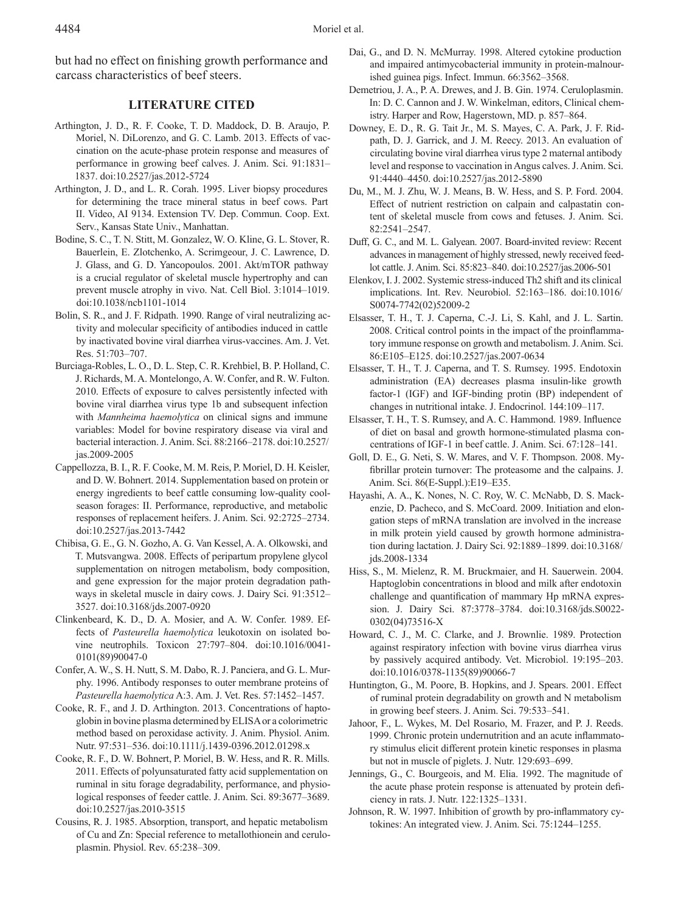but had no effect on finishing growth performance and carcass characteristics of beef steers.

## LITERATURE CITED

Arthington, J. D., R. F. Cooke, T. D. Maddock, D. B. Araujo, P. Moriel, N. DiLorenzo, and G. C. Lamb. 2013. Effects of vaccination on the acute-phase protein response and measures of performance in growing beef calves. J. Anim. Sci. 91:1831–1837. doi:10.2527/jas.2012-5724

Arthington, J. D., and L. R. Corah. 1995. Liver biopsy procedures for determining the trace mineral status in beef cows. Part II. Video, AI 9134. Extension TV. Dep. Commun. Coop. Ext. Serv., Kansas State Univ., Manhattan.

Bodine, S. C., T. N. Stitt, M. Gonzalez, W. O. Kline, G. L. Stover, R. Bauerlein, E. Zlotchenko, A. Scrimgeour, J. C. Lawrence, D. J. Glass, and G. D. Yancopoulos. 2001. Akt/mTOR pathway is a crucial regulator of skeletal muscle hypertrophy and can prevent muscle atrophy in vivo. Nat. Cell Biol. 3:1014–1019. doi:10.1038/ncb1101-1014

Bolin, S. R., and J. F. Ridpath. 1990. Range of viral neutralizing activity and molecular specificity of antibodies induced in cattle by inactivated bovine viral diarrhea virus-vaccines. Am. J. Vet. Res. 51:703–707.

Burciaga-Robles, L. O., D. L. Step, C. R. Krehbiel, B. P. Holland, C. J. Richards, M. A. Montelongo, A. W. Confer, and R. W. Fulton. 2010. Effects of exposure to calves persistently infected with bovine viral diarrhea virus type 1b and subsequent infection with *Mannheima haemolytica* on clinical signs and immune variables: Model for bovine respiratory disease via viral and bacterial interaction. J. Anim. Sci. 88:2166–2178. doi:10.2527/jas.2009-2005

Cappellozza, B. I., R. F. Cooke, M. M. Reis, P. Moriel, D. H. Keisler, and D. W. Bohnert. 2014. Supplementation based on protein or energy ingredients to beef cattle consuming low-quality cool-season forages: II. Performance, reproductive, and metabolic responses of replacement heifers. J. Anim. Sci. 92:2725–2734. doi:10.2527/jas.2013-7442

Chibisa, G. E., G. N. Gozho, A. G. Van Kessel, A. A. Olkowski, and T. Mutsvangwa. 2008. Effects of peripartum propylene glycol supplementation on nitrogen metabolism, body composition, and gene expression for the major protein degradation pathways in skeletal muscle in dairy cows. J. Dairy Sci. 91:3512–3527. doi:10.3168/jds.2007-0920

Clinkenbeard, K. D., D. A. Mosier, and A. W. Confer. 1989. Effects of *Pasteurella haemolytica* leukotoxin on isolated bovine neutrophils. Toxicon 27:797–804. doi:10.1016/0041-0101(89)90047-0

Confer, A. W., S. H. Nutt, S. M. Dabo, R. J. Panciera, and G. L. Murphy. 1996. Antibody responses to outer membrane proteins of *Pasteurella haemolytica* A:3. Am. J. Vet. Res. 57:1452–1457.

Cooke, R. F., and J. D. Arthington. 2013. Concentrations of haptoglobin in bovine plasma determined by ELISA or a colorimetric method based on peroxidase activity. J. Anim. Physiol. Anim. Nutr. 97:531–536. doi:10.1111/j.1439-0396.2012.01298.x

Cooke, R. F., D. W. Bohnert, P. Moriel, B. W. Hess, and R. R. Mills. 2011. Effects of polyunsaturated fatty acid supplementation on ruminal in situ forage degradability, performance, and physiological responses of feeder cattle. J. Anim. Sci. 89:3677–3689. doi:10.2527/jas.2010-3515

Cousins, R. J. 1985. Absorption, transport, and hepatic metabolism of Cu and Zn: Special reference to metallothionein and ceruloplasmin. Physiol. Rev. 65:238–309.

Dai, G., and D. N. McMurray. 1998. Altered cytokine production and impaired antimycobacterial immunity in protein-malnourished guinea pigs. Infect. Immun. 66:3562–3568.

Demetriou, J. A., P. A. Drewes, and J. B. Gin. 1974. Ceruloplasmin. In: D. C. Cannon and J. W. Winkelman, editors, Clinical chemistry. Harper and Row, Hagerstown, MD. p. 857–864.

Downey, E. D., R. G. Tait Jr., M. S. Mayes, C. A. Park, J. F. Ridpath, D. J. Garrick, and J. M. Reecy. 2013. An evaluation of circulating bovine viral diarrhea virus type 2 maternal antibody level and response to vaccination in Angus calves. J. Anim. Sci. 91:4440–4450. doi:10.2527/jas.2012-5890

Du, M., M. J. Zhu, W. J. Means, B. W. Hess, and S. P. Ford. 2004. Effect of nutrient restriction on calpain and calpastatin content of skeletal muscle from cows and fetuses. J. Anim. Sci. 82:2541–2547.

Duff, G. C., and M. L. Galyean. 2007. Board-invited review: Recent advances in management of highly stressed, newly received feedlot cattle. J. Anim. Sci. 85:823–840. doi:10.2527/jas.2006-501

Elenkov, I. J. 2002. Systemic stress-induced Th2 shift and its clinical implications. Int. Rev. Neurobiol. 52:163–186. doi:10.1016/S0074-7742(02)52009-2

Elsasser, T. H., T. J. Caperna, C.-J. Li, S. Kahl, and J. L. Sartin. 2008. Critical control points in the impact of the proinflammatory immune response on growth and metabolism. J. Anim. Sci. 86:E105–E125. doi:10.2527/jas.2007-0634

Elsasser, T. H., T. J. Caperna, and T. S. Rumsey. 1995. Endotoxin administration (EA) decreases plasma insulin-like growth factor-1 (IGF) and IGF-binding protin (BP) independent of changes in nutritional intake. J. Endocrinol. 144:109–117.

Elsasser, T. H., T. S. Rumsey, and A. C. Hammond. 1989. Influence of diet on basal and growth hormone-stimulated plasma concentrations of IGF-1 in beef cattle. J. Anim. Sci. 67:128–141.

Goll, D. E., G. Neti, S. W. Mares, and V. F. Thompson. 2008. Myfibrillar protein turnover: The proteasome and the calpains. J. Anim. Sci. 86(E-Suppl.):E19–E35.

Hayashi, A. A., K. Nones, N. C. Roy, W. C. McNabb, D. S. Mackenzie, D. Pacheco, and S. McCoard. 2009. Initiation and elongation steps of mRNA translation are involved in the increase in milk protein yield caused by growth hormone administration during lactation. J. Dairy Sci. 92:1889–1899. doi:10.3168/jds.2008-1334

Hiss, S., M. Mielenz, R. M. Bruckmaier, and H. Sauerwein. 2004. Haptoglobin concentrations in blood and milk after endotoxin challenge and quantification of mammary Hp mRNA expression. J. Dairy Sci. 87:3778–3784. doi:10.3168/jds.S0022-0302(04)73516-X

Howard, C. J., M. C. Clarke, and J. Brownlie. 1989. Protection against respiratory infection with bovine virus diarrhea virus by passively acquired antibody. Vet. Microbiol. 19:195–203. doi:10.1016/0378-1135(89)90066-7

Huntington, G., M. Poore, B. Hopkins, and J. Spears. 2001. Effect of ruminal protein degradability on growth and N metabolism in growing beef steers. J. Anim. Sci. 79:533–541.

Jahoor, F., L. Wykes, M. Del Rosario, M. Frazer, and P. J. Reeds. 1999. Chronic protein undernutrition and an acute inflammatory stimulus elicit different protein kinetic responses in plasma but not in muscle of piglets. J. Nutr. 129:693–699.

Jennings, G., C. Bourgeois, and M. Elia. 1992. The magnitude of the acute phase protein response is attenuated by protein deficiency in rats. J. Nutr. 122:1325–1331.

Johnson, R. W. 1997. Inhibition of growth by pro-inflammatory cytokines: An integrated view. J. Anim. Sci. 75:1244–1255.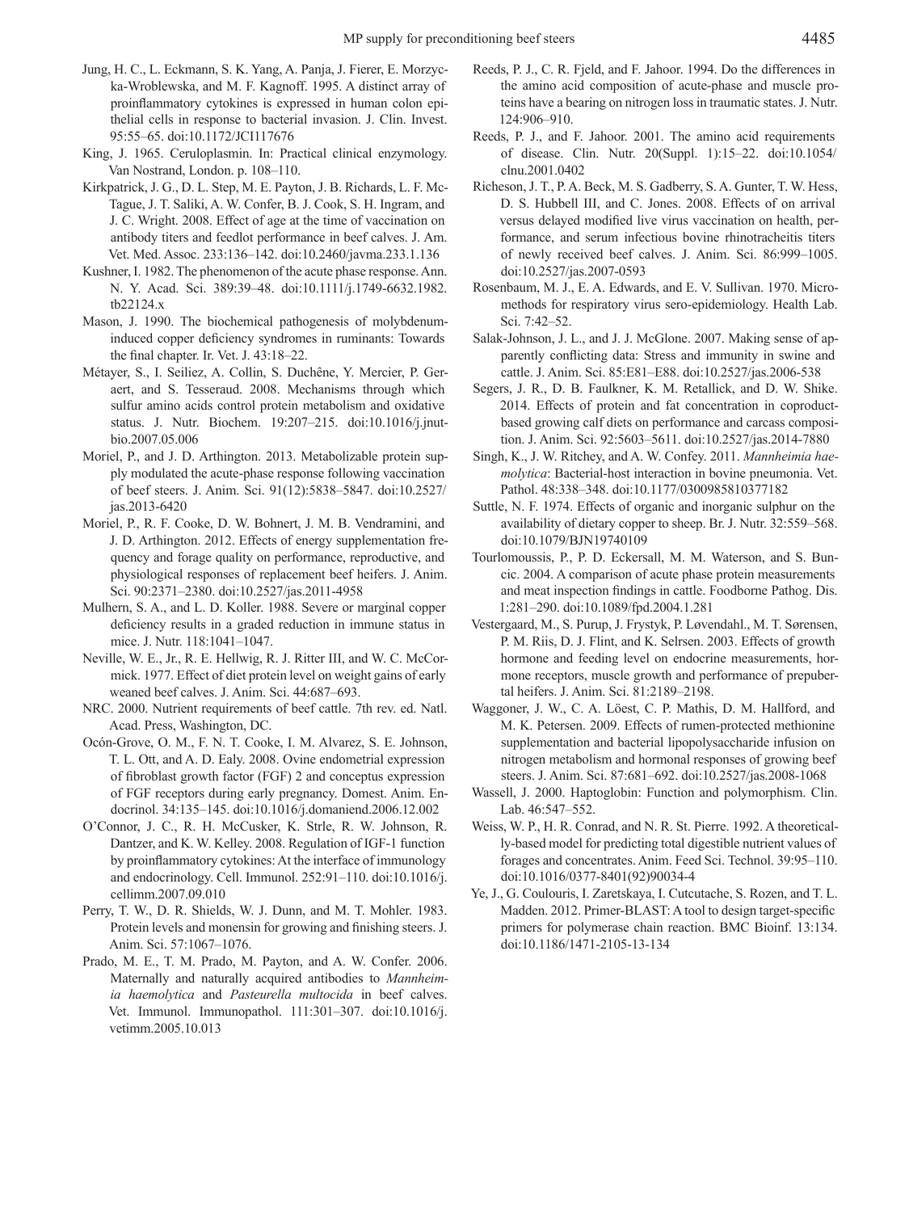Jung, H. C., L. Eckmann, S. K. Yang, A. Panja, J. Fierer, E. Morzycka-Wroblewska, and M. F. Kagnoff. 1995. A distinct array of proinflammatory cytokines is expressed in human colon epithelial cells in response to bacterial invasion. J. Clin. Invest. 95:55–65. doi:10.1172/JCI117676

King, J. 1965. Ceruloplasmin. In: Practical clinical enzymology. Van Nostrand, London. p. 108–110.

Kirkpatrick, J. G., D. L. Step, M. E. Payton, J. B. Richards, L. F. McTague, J. T. Saliki, A. W. Confer, B. J. Cook, S. H. Ingram, and J. C. Wright. 2008. Effect of age at the time of vaccination on antibody titers and feedlot performance in beef calves. J. Am. Vet. Med. Assoc. 233:136–142. doi:10.2460/javma.233.1.136

Kushner, I. 1982. The phenomenon of the acute phase response. Ann. N. Y. Acad. Sci. 389:39–48. doi:10.1111/j.1749-6632.1982.tb22124.x

Mason, J. 1990. The biochemical pathogenesis of molybdenum-induced copper deficiency syndromes in ruminants: Towards the final chapter. Ir. Vet. J. 43:18–22.

Métayer, S., I. Seiliez, A. Collin, S. Duchêne, Y. Mercier, P. Geraert, and S. Tesseraud. 2008. Mechanisms through which sulfur amino acids control protein metabolism and oxidative status. J. Nutr. Biochem. 19:207–215. doi:10.1016/j.jnutbio.2007.05.006

Moriel, P., and J. D. Arthington. 2013. Metabolizable protein supply modulated the acute-phase response following vaccination of beef steers. J. Anim. Sci. 91(12):5838–5847. doi:10.2527/jas.2013-6420

Moriel, P., R. F. Cooke, D. W. Bohnert, J. M. B. Vendramini, and J. D. Arthington. 2012. Effects of energy supplementation frequency and forage quality on performance, reproductive, and physiological responses of replacement beef heifers. J. Anim. Sci. 90:2371–2380. doi:10.2527/jas.2011-4958

Mulhern, S. A., and L. D. Koller. 1988. Severe or marginal copper deficiency results in a graded reduction in immune status in mice. J. Nutr. 118:1041–1047.

Neville, W. E., Jr., R. E. Hellwig, R. J. Ritter III, and W. C. McCormick. 1977. Effect of diet protein level on weight gains of early weaned beef calves. J. Anim. Sci. 44:687–693.

NRC. 2000. Nutrient requirements of beef cattle. 7th rev. ed. Natl. Acad. Press, Washington, DC.

Ocón-Grove, O. M., F. N. T. Cooke, I. M. Alvarez, S. E. Johnson, T. L. Ott, and A. D. Ealy. 2008. Ovine endometrial expression of fibroblast growth factor (FGF) 2 and conceptus expression of FGF receptors during early pregnancy. Domest. Anim. Endocrinol. 34:135–145. doi:10.1016/j.domaniend.2006.12.002

O'Connor, J. C., R. H. McCusker, K. Strle, R. W. Johnson, R. Dantzer, and K. W. Kelley. 2008. Regulation of IGF-1 function by proinflammatory cytokines: At the interface of immunology and endocrinology. Cell. Immunol. 252:91–110. doi:10.1016/j.cellimm.2007.09.010

Perry, T. W., D. R. Shields, W. J. Dunn, and M. T. Mohler. 1983. Protein levels and monensin for growing and finishing steers. J. Anim. Sci. 57:1067–1076.

Prado, M. E., T. M. Prado, M. Payton, and A. W. Confer. 2006. Maternally and naturally acquired antibodies to *Mannheimia haemolytica* and *Pasteurella multocida* in beef calves. Vet. Immunol. Immunopathol. 111:301–307. doi:10.1016/j.vetimm.2005.10.013

Reeds, P. J., C. R. Fjeld, and F. Jahoor. 1994. Do the differences in the amino acid composition of acute-phase and muscle proteins have a bearing on nitrogen loss in traumatic states. J. Nutr. 124:906–910.

Reeds, P. J., and F. Jahoor. 2001. The amino acid requirements of disease. Clin. Nutr. 20(Suppl. 1):15–22. doi:10.1054/clnu.2001.0402

Richeson, J. T., P. A. Beck, M. S. Gadberry, S. A. Gunter, T. W. Hess, D. S. Hubbell III, and C. Jones. 2008. Effects of on arrival versus delayed modified live virus vaccination on health, performance, and serum infectious bovine rhinotracheitis titers of newly received beef calves. J. Anim. Sci. 86:999–1005. doi:10.2527/jas.2007-0593

Rosenbaum, M. J., E. A. Edwards, and E. V. Sullivan. 1970. Micromethods for respiratory virus sero-epidemiology. Health Lab. Sci. 7:42–52.

Salak-Johnson, J. L., and J. J. McGlone. 2007. Making sense of apparently conflicting data: Stress and immunity in swine and cattle. J. Anim. Sci. 85:E81–E88. doi:10.2527/jas.2006-538

Segers, J. R., D. B. Faulkner, K. M. Retallick, and D. W. Shike. 2014. Effects of protein and fat concentration in coproduct-based growing calf diets on performance and carcass composition. J. Anim. Sci. 92:5603–5611. doi:10.2527/jas.2014-7880

Singh, K., J. W. Ritchey, and A. W. Confey. 2011. *Mannheimia haemolytica*: Bacterial-host interaction in bovine pneumonia. Vet. Pathol. 48:338–348. doi:10.1177/0300985810377182

Suttle, N. F. 1974. Effects of organic and inorganic sulphur on the availability of dietary copper to sheep. Br. J. Nutr. 32:559–568. doi:10.1079/BJN19740109

Tourlomoussis, P., P. D. Eckersall, M. M. Waterson, and S. Buncic. 2004. A comparison of acute phase protein measurements and meat inspection findings in cattle. Foodborne Pathog. Dis. 1:281–290. doi:10.1089/fpd.2004.1.281

Vestergaard, M., S. Purup, J. Frystyk, P. Løvendahl., M. T. Sørensen, P. M. Riis, D. J. Flint, and K. Selrsen. 2003. Effects of growth hormone and feeding level on endocrine measurements, hormone receptors, muscle growth and performance of prepubertal heifers. J. Anim. Sci. 81:2189–2198.

Waggoner, J. W., C. A. Löest, C. P. Mathis, D. M. Hallford, and M. K. Petersen. 2009. Effects of rumen-protected methionine supplementation and bacterial lipopolysaccharide infusion on nitrogen metabolism and hormonal responses of growing beef steers. J. Anim. Sci. 87:681–692. doi:10.2527/jas.2008-1068

Wassell, J. 2000. Haptoglobin: Function and polymorphism. Clin. Lab. 46:547–552.

Weiss, W. P., H. R. Conrad, and N. R. St. Pierre. 1992. A theoretically-based model for predicting total digestible nutrient values of forages and concentrates. Anim. Feed Sci. Technol. 39:95–110. doi:10.1016/0377-8401(92)90034-4

Ye, J., G. Coulouris, I. Zaretskaya, I. Cutcutache, S. Rozen, and T. L. Madden. 2012. Primer-BLAST: A tool to design target-specific primers for polymerase chain reaction. BMC Bioinf. 13:134. doi:10.1186/1471-2105-13-134